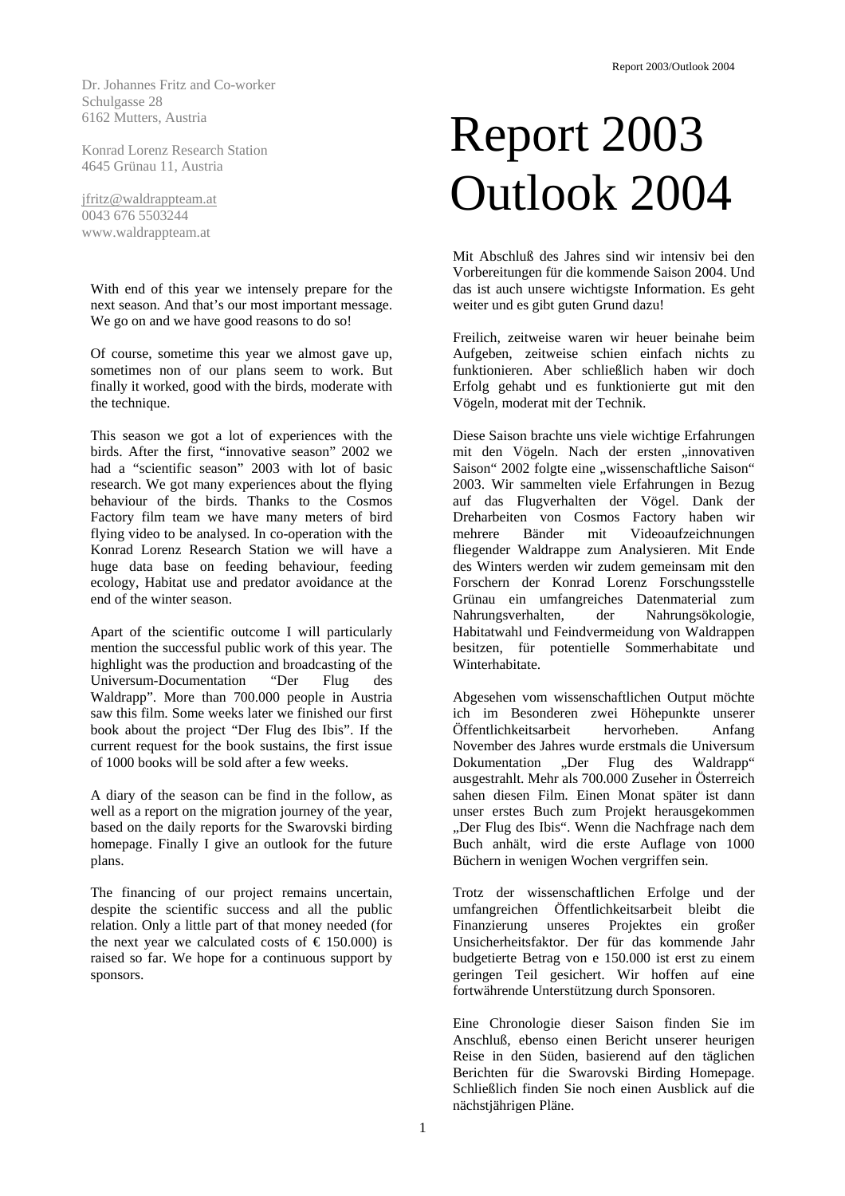Dr. Johannes Fritz and Co-worker
Schulgasse 28
6162 Mutters, Austria

Konrad Lorenz Research Station
4645 Grünau 11, Austria

jfritz@waldrappteam.at
0043 676 5503244
www.waldrappteam.at

# Report 2003 Outlook 2004

With end of this year we intensely prepare for the next season. And that's our most important message. We go on and we have good reasons to do so!

Of course, sometime this year we almost gave up, sometimes non of our plans seem to work. But finally it worked, good with the birds, moderate with the technique.

This season we got a lot of experiences with the birds. After the first, "innovative season" 2002 we had a "scientific season" 2003 with lot of basic research. We got many experiences about the flying behaviour of the birds. Thanks to the Cosmos Factory film team we have many meters of bird flying video to be analysed. In co-operation with the Konrad Lorenz Research Station we will have a huge data base on feeding behaviour, feeding ecology, Habitat use and predator avoidance at the end of the winter season.

Apart of the scientific outcome I will particularly mention the successful public work of this year. The highlight was the production and broadcasting of the Universum-Documentation "Der Flug des Waldrapp". More than 700.000 people in Austria saw this film. Some weeks later we finished our first book about the project "Der Flug des Ibis". If the current request for the book sustains, the first issue of 1000 books will be sold after a few weeks.

A diary of the season can be find in the follow, as well as a report on the migration journey of the year, based on the daily reports for the Swarovski birding homepage. Finally I give an outlook for the future plans.

The financing of our project remains uncertain, despite the scientific success and all the public relation. Only a little part of that money needed (for the next year we calculated costs of € 150.000) is raised so far. We hope for a continuous support by sponsors.

Mit Abschluß des Jahres sind wir intensiv bei den Vorbereitungen für die kommende Saison 2004. Und das ist auch unsere wichtigste Information. Es geht weiter und es gibt guten Grund dazu!

Freilich, zeitweise waren wir heuer beinahe beim Aufgeben, zeitweise schien einfach nichts zu funktionieren. Aber schließlich haben wir doch Erfolg gehabt und es funktionierte gut mit den Vögeln, moderat mit der Technik.

Diese Saison brachte uns viele wichtige Erfahrungen mit den Vögeln. Nach der ersten „innovativen Saison" 2002 folgte eine „wissenschaftliche Saison" 2003. Wir sammelten viele Erfahrungen in Bezug auf das Flugverhalten der Vögel. Dank der Dreharbeiten von Cosmos Factory haben wir mehrere Bänder mit Videoaufzeichnungen fliegender Waldrappe zum Analysieren. Mit Ende des Winters werden wir zudem gemeinsam mit den Forschern der Konrad Lorenz Forschungsstelle Grünau ein umfangreiches Datenmaterial zum Nahrungsverhalten, der Nahrungsökologie, Habitatwahl und Feindvermeidung von Waldrappen besitzen, für potentielle Sommerhabitate und Winterhabitate.

Abgesehen vom wissenschaftlichen Output möchte ich im Besonderen zwei Höhepunkte unserer Öffentlichkeitsarbeit hervorheben. Anfang November des Jahres wurde erstmals die Universum Dokumentation „Der Flug des Waldrapp" ausgestrahlt. Mehr als 700.000 Zuseher in Österreich sahen diesen Film. Einen Monat später ist dann unser erstes Buch zum Projekt herausgekommen „Der Flug des Ibis". Wenn die Nachfrage nach dem Buch anhält, wird die erste Auflage von 1000 Büchern in wenigen Wochen vergriffen sein.

Trotz der wissenschaftlichen Erfolge und der umfangreichen Öffentlichkeitsarbeit bleibt die Finanzierung unseres Projektes ein großer Unsicherheitsfaktor. Der für das kommende Jahr budgetierte Betrag von e 150.000 ist erst zu einem geringen Teil gesichert. Wir hoffen auf eine fortwährende Unterstützung durch Sponsoren.

Eine Chronologie dieser Saison finden Sie im Anschluß, ebenso einen Bericht unserer heurigen Reise in den Süden, basierend auf den täglichen Berichten für die Swarovski Birding Homepage. Schließlich finden Sie noch einen Ausblick auf die nächstjährigen Pläne.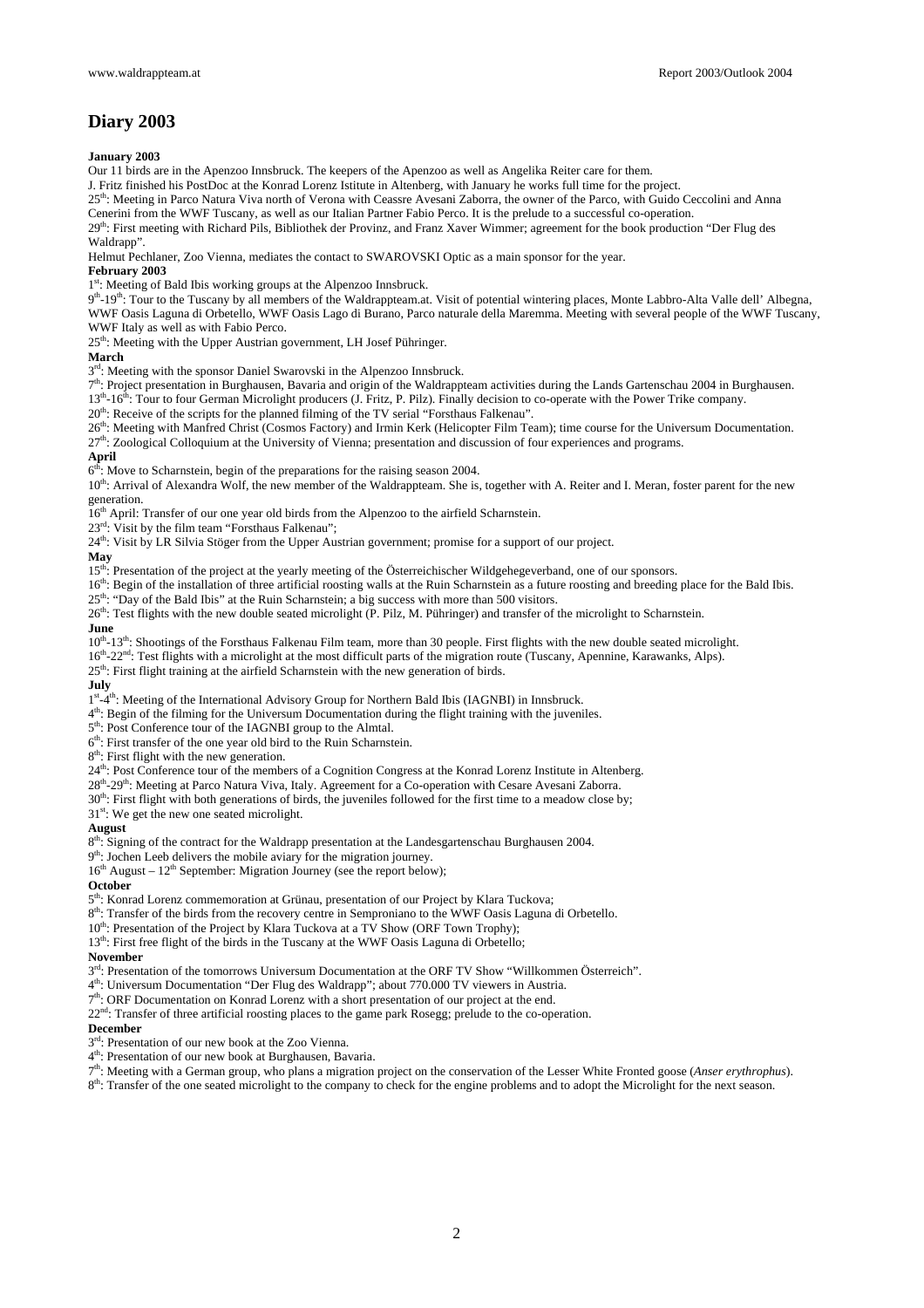# Diary 2003

**January 2003**

Our 11 birds are in the Apenzoo Innsbruck. The keepers of the Apenzoo as well as Angelika Reiter care for them.

J. Fritz finished his PostDoc at the Konrad Lorenz Istitute in Altenberg, with January he works full time for the project.

25th: Meeting in Parco Natura Viva north of Verona with Ceassre Avesani Zaborra, the owner of the Parco, with Guido Ceccolini and Anna Cenerini from the WWF Tuscany, as well as our Italian Partner Fabio Perco. It is the prelude to a successful co-operation.

29th: First meeting with Richard Pils, Bibliothek der Provinz, and Franz Xaver Wimmer; agreement for the book production "Der Flug des Waldrapp".

Helmut Pechlaner, Zoo Vienna, mediates the contact to SWAROVSKI Optic as a main sponsor for the year.

**February 2003**

1st: Meeting of Bald Ibis working groups at the Alpenzoo Innsbruck.

9th-19th: Tour to the Tuscany by all members of the Waldrappteam.at. Visit of potential wintering places, Monte Labbro-Alta Valle dell' Albegna, WWF Oasis Laguna di Orbetello, WWF Oasis Lago di Burano, Parco naturale della Maremma. Meeting with several people of the WWF Tuscany, WWF Italy as well as with Fabio Perco.

25th: Meeting with the Upper Austrian government, LH Josef Pühringer.

**March**

3rd: Meeting with the sponsor Daniel Swarovski in the Alpenzoo Innsbruck.

7th: Project presentation in Burghausen, Bavaria and origin of the Waldrappteam activities during the Lands Gartenschau 2004 in Burghausen.

13th-16th: Tour to four German Microlight producers (J. Fritz, P. Pilz). Finally decision to co-operate with the Power Trike company.

20th: Receive of the scripts for the planned filming of the TV serial "Forsthaus Falkenau".

26th: Meeting with Manfred Christ (Cosmos Factory) and Irmin Kerk (Helicopter Film Team); time course for the Universum Documentation.

27th: Zoological Colloquium at the University of Vienna; presentation and discussion of four experiences and programs.

**April**

6th: Move to Scharnstein, begin of the preparations for the raising season 2004.

10th: Arrival of Alexandra Wolf, the new member of the Waldrappteam. She is, together with A. Reiter and I. Meran, foster parent for the new generation.

16th April: Transfer of our one year old birds from the Alpenzoo to the airfield Scharnstein.

23rd: Visit by the film team "Forsthaus Falkenau";

24th: Visit by LR Silvia Stöger from the Upper Austrian government; promise for a support of our project.

**May**

15th: Presentation of the project at the yearly meeting of the Österreichischer Wildgehegeverband, one of our sponsors.

16th: Begin of the installation of three artificial roosting walls at the Ruin Scharnstein as a future roosting and breeding place for the Bald Ibis.

25th: "Day of the Bald Ibis" at the Ruin Scharnstein; a big success with more than 500 visitors.

26th: Test flights with the new double seated microlight (P. Pilz, M. Pühringer) and transfer of the microlight to Scharnstein.

**June**

10th-13th: Shootings of the Forsthaus Falkenau Film team, more than 30 people. First flights with the new double seated microlight.

16th-22nd: Test flights with a microlight at the most difficult parts of the migration route (Tuscany, Apennine, Karawanks, Alps).

25th: First flight training at the airfield Scharnstein with the new generation of birds.

**July**

1st-4th: Meeting of the International Advisory Group for Northern Bald Ibis (IAGNBI) in Innsbruck.

4th: Begin of the filming for the Universum Documentation during the flight training with the juveniles.

5th: Post Conference tour of the IAGNBI group to the Almtal.

6th: First transfer of the one year old bird to the Ruin Scharnstein.

8th: First flight with the new generation.

24th: Post Conference tour of the members of a Cognition Congress at the Konrad Lorenz Institute in Altenberg.

28th-29th: Meeting at Parco Natura Viva, Italy. Agreement for a Co-operation with Cesare Avesani Zaborra.

30th: First flight with both generations of birds, the juveniles followed for the first time to a meadow close by;

31st: We get the new one seated microlight.

**August**

8th: Signing of the contract for the Waldrapp presentation at the Landesgartenschau Burghausen 2004.

9th: Jochen Leeb delivers the mobile aviary for the migration journey.

16th August – 12th September: Migration Journey (see the report below);

**October**

5th: Konrad Lorenz commemoration at Grünau, presentation of our Project by Klara Tuckova;

8th: Transfer of the birds from the recovery centre in Semproniano to the WWF Oasis Laguna di Orbetello.

10th: Presentation of the Project by Klara Tuckova at a TV Show (ORF Town Trophy);

13th: First free flight of the birds in the Tuscany at the WWF Oasis Laguna di Orbetello;

**November**

3rd: Presentation of the tomorrows Universum Documentation at the ORF TV Show "Willkommen Österreich".

4th: Universum Documentation "Der Flug des Waldrapp"; about 770.000 TV viewers in Austria.

7th: ORF Documentation on Konrad Lorenz with a short presentation of our project at the end.

22nd: Transfer of three artificial roosting places to the game park Rosegg; prelude to the co-operation.

**December**

3rd: Presentation of our new book at the Zoo Vienna.

4th: Presentation of our new book at Burghausen, Bavaria.

7th: Meeting with a German group, who plans a migration project on the conservation of the Lesser White Fronted goose (*Anser erythrophus*).

8th: Transfer of the one seated microlight to the company to check for the engine problems and to adopt the Microlight for the next season.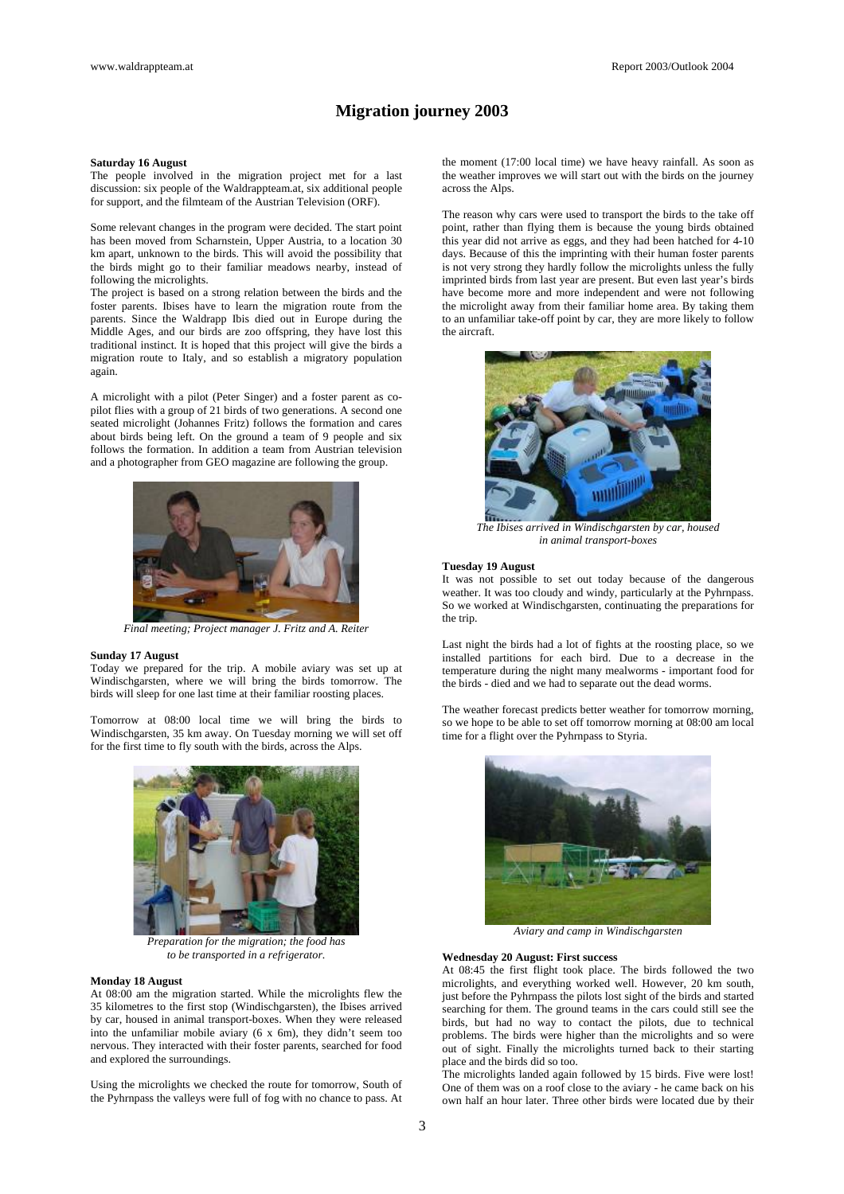# Migration journey 2003

**Saturday 16 August**

The people involved in the migration project met for a last discussion: six people of the Waldrappteam.at, six additional people for support, and the filmteam of the Austrian Television (ORF).

Some relevant changes in the program were decided. The start point has been moved from Scharnstein, Upper Austria, to a location 30 km apart, unknown to the birds. This will avoid the possibility that the birds might go to their familiar meadows nearby, instead of following the microlights.

The project is based on a strong relation between the birds and the foster parents. Ibises have to learn the migration route from the parents. Since the Waldrapp Ibis died out in Europe during the Middle Ages, and our birds are zoo offspring, they have lost this traditional instinct. It is hoped that this project will give the birds a migration route to Italy, and so establish a migratory population again.

A microlight with a pilot (Peter Singer) and a foster parent as co-pilot flies with a group of 21 birds of two generations. A second one seated microlight (Johannes Fritz) follows the formation and cares about birds being left. On the ground a team of 9 people and six follows the formation. In addition a team from Austrian television and a photographer from GEO magazine are following the group.

*Final meeting; Project manager J. Fritz and A. Reiter*

**Sunday 17 August**

Today we prepared for the trip. A mobile aviary was set up at Windischgarsten, where we will bring the birds tomorrow. The birds will sleep for one last time at their familiar roosting places.

Tomorrow at 08:00 local time we will bring the birds to Windischgarsten, 35 km away. On Tuesday morning we will set off for the first time to fly south with the birds, across the Alps.

*Preparation for the migration; the food has to be transported in a refrigerator.*

**Monday 18 August**

At 08:00 am the migration started. While the microlights flew the 35 kilometres to the first stop (Windischgarsten), the Ibises arrived by car, housed in animal transport-boxes. When they were released into the unfamiliar mobile aviary (6 x 6m), they didn't seem too nervous. They interacted with their foster parents, searched for food and explored the surroundings.

Using the microlights we checked the route for tomorrow, South of the Pyhrnpass the valleys were full of fog with no chance to pass. At the moment (17:00 local time) we have heavy rainfall. As soon as the weather improves we will start out with the birds on the journey across the Alps.

The reason why cars were used to transport the birds to the take off point, rather than flying them is because the young birds obtained this year did not arrive as eggs, and they had been hatched for 4-10 days. Because of this the imprinting with their human foster parents is not very strong they hardly follow the microlights unless the fully imprinted birds from last year are present. But even last year's birds have become more and more independent and were not following the microlight away from their familiar home area. By taking them to an unfamiliar take-off point by car, they are more likely to follow the aircraft.

*The Ibises arrived in Windischgarsten by car, housed in animal transport-boxes*

**Tuesday 19 August**

It was not possible to set out today because of the dangerous weather. It was too cloudy and windy, particularly at the Pyhrnpass. So we worked at Windischgarsten, continuating the preparations for the trip.

Last night the birds had a lot of fights at the roosting place, so we installed partitions for each bird. Due to a decrease in the temperature during the night many mealworms - important food for the birds - died and we had to separate out the dead worms.

The weather forecast predicts better weather for tomorrow morning, so we hope to be able to set off tomorrow morning at 08:00 am local time for a flight over the Pyhrnpass to Styria.

*Aviary and camp in Windischgarsten*

**Wednesday 20 August: First success**

At 08:45 the first flight took place. The birds followed the two microlights, and everything worked well. However, 20 km south, just before the Pyhrnpass the pilots lost sight of the birds and started searching for them. The ground teams in the cars could still see the birds, but had no way to contact the pilots, due to technical problems. The birds were higher than the microlights and so were out of sight. Finally the microlights turned back to their starting place and the birds did so too.

The microlights landed again followed by 15 birds. Five were lost! One of them was on a roof close to the aviary - he came back on his own half an hour later. Three other birds were located due by their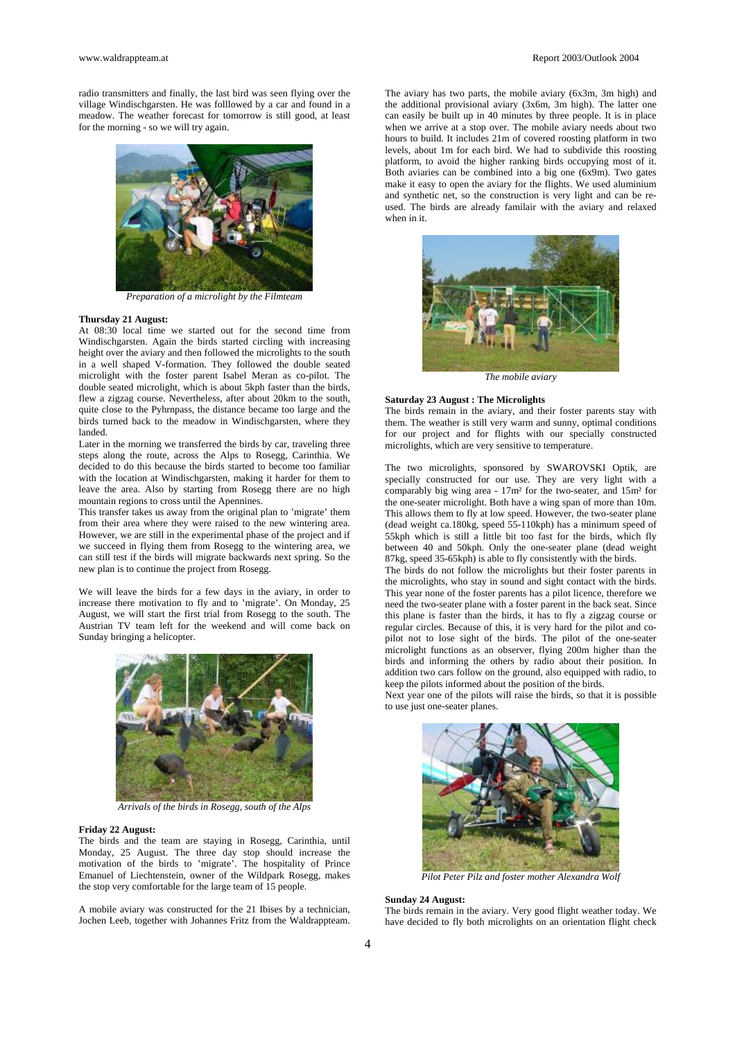radio transmitters and finally, the last bird was seen flying over the village Windischgarsten. He was folllowed by a car and found in a meadow. The weather forecast for tomorrow is still good, at least for the morning - so we will try again.

*Preparation of a microlight by the Filmteam*

**Thursday 21 August:**

At 08:30 local time we started out for the second time from Windischgarsten. Again the birds started circling with increasing height over the aviary and then followed the microlights to the south in a well shaped V-formation. They followed the double seated microlight with the foster parent Isabel Meran as co-pilot. The double seated microlight, which is about 5kph faster than the birds, flew a zigzag course. Nevertheless, after about 20km to the south, quite close to the Pyhrnpass, the distance became too large and the birds turned back to the meadow in Windischgarsten, where they landed.

Later in the morning we transferred the birds by car, traveling three steps along the route, across the Alps to Rosegg, Carinthia. We decided to do this because the birds started to become too familiar with the location at Windischgarsten, making it harder for them to leave the area. Also by starting from Rosegg there are no high mountain regions to cross until the Apennines.

This transfer takes us away from the original plan to 'migrate' them from their area where they were raised to the new wintering area. However, we are still in the experimental phase of the project and if we succeed in flying them from Rosegg to the wintering area, we can still test if the birds will migrate backwards next spring. So the new plan is to continue the project from Rosegg.

We will leave the birds for a few days in the aviary, in order to increase there motivation to fly and to 'migrate'. On Monday, 25 August, we will start the first trial from Rosegg to the south. The Austrian TV team left for the weekend and will come back on Sunday bringing a helicopter.

*Arrivals of the birds in Rosegg, south of the Alps*

**Friday 22 August:**

The birds and the team are staying in Rosegg, Carinthia, until Monday, 25 August. The three day stop should increase the motivation of the birds to 'migrate'. The hospitality of Prince Emanuel of Liechtenstein, owner of the Wildpark Rosegg, makes the stop very comfortable for the large team of 15 people.

A mobile aviary was constructed for the 21 Ibises by a technician, Jochen Leeb, together with Johannes Fritz from the Waldrappteam. The aviary has two parts, the mobile aviary (6x3m, 3m high) and the additional provisional aviary (3x6m, 3m high). The latter one can easily be built up in 40 minutes by three people. It is in place when we arrive at a stop over. The mobile aviary needs about two hours to build. It includes 21m of covered roosting platform in two levels, about 1m for each bird. We had to subdivide this roosting platform, to avoid the higher ranking birds occupying most of it. Both aviaries can be combined into a big one (6x9m). Two gates make it easy to open the aviary for the flights. We used aluminium and synthetic net, so the construction is very light and can be re-used. The birds are already familair with the aviary and relaxed when in it.

*The mobile aviary*

**Saturday 23 August : The Microlights**

The birds remain in the aviary, and their foster parents stay with them. The weather is still very warm and sunny, optimal conditions for our project and for flights with our specially constructed microlights, which are very sensitive to temperature.

The two microlights, sponsored by SWAROVSKI Optik, are specially constructed for our use. They are very light with a comparably big wing area - 17m² for the two-seater, and 15m² for the one-seater microlight. Both have a wing span of more than 10m. This allows them to fly at low speed. However, the two-seater plane (dead weight ca.180kg, speed 55-110kph) has a minimum speed of 55kph which is still a little bit too fast for the birds, which fly between 40 and 50kph. Only the one-seater plane (dead weight 87kg, speed 35-65kph) is able to fly consistently with the birds.

The birds do not follow the microlights but their foster parents in the microlights, who stay in sound and sight contact with the birds. This year none of the foster parents has a pilot licence, therefore we need the two-seater plane with a foster parent in the back seat. Since this plane is faster than the birds, it has to fly a zigzag course or regular circles. Because of this, it is very hard for the pilot and co-pilot not to lose sight of the birds. The pilot of the one-seater microlight functions as an observer, flying 200m higher than the birds and informing the others by radio about their position. In addition two cars follow on the ground, also equipped with radio, to keep the pilots informed about the position of the birds.

Next year one of the pilots will raise the birds, so that it is possible to use just one-seater planes.

*Pilot Peter Pilz and foster mother Alexandra Wolf*

**Sunday 24 August:**

The birds remain in the aviary. Very good flight weather today. We have decided to fly both microlights on an orientation flight check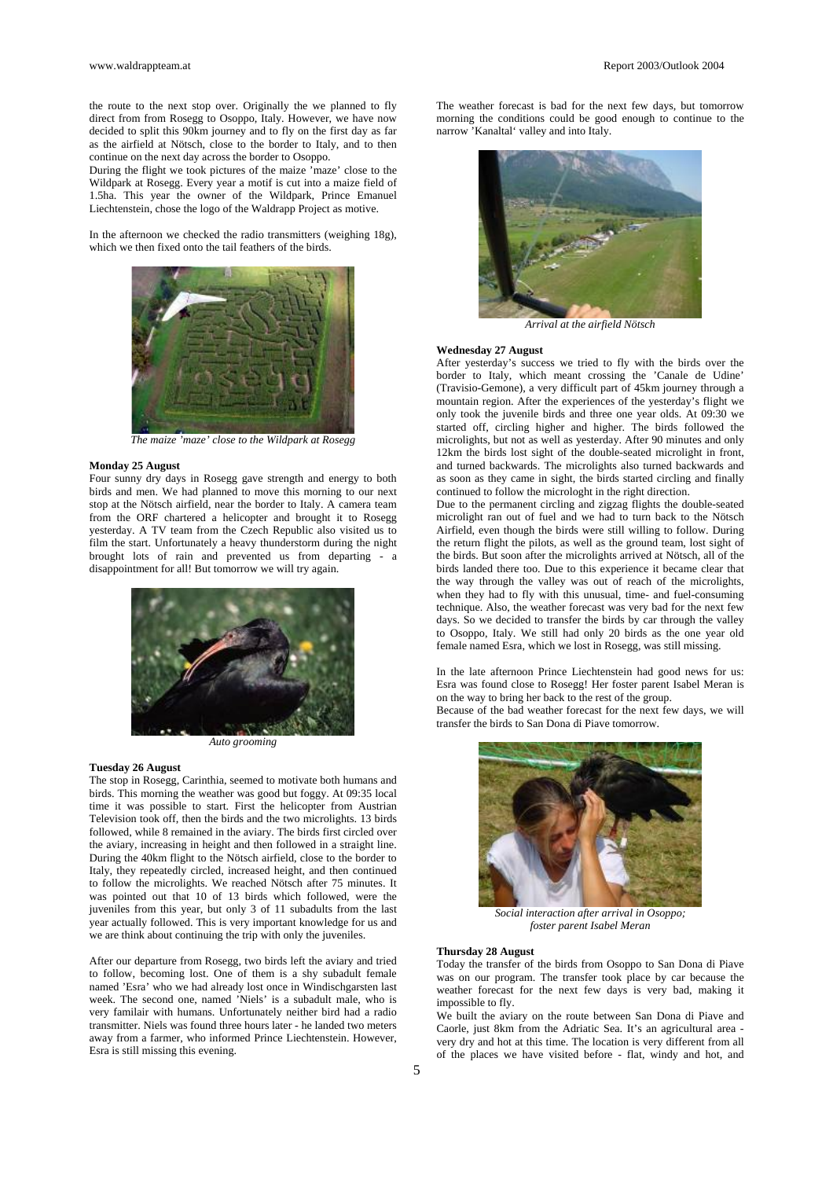the route to the next stop over. Originally the we planned to fly direct from from Rosegg to Osoppo, Italy. However, we have now decided to split this 90km journey and to fly on the first day as far as the airfield at Nötsch, close to the border to Italy, and to then continue on the next day across the border to Osoppo.

During the flight we took pictures of the maize 'maze' close to the Wildpark at Rosegg. Every year a motif is cut into a maize field of 1.5ha. This year the owner of the Wildpark, Prince Emanuel Liechtenstein, chose the logo of the Waldrapp Project as motive.

In the afternoon we checked the radio transmitters (weighing 18g), which we then fixed onto the tail feathers of the birds.

*The maize 'maze' close to the Wildpark at Rosegg*

**Monday 25 August**

Four sunny dry days in Rosegg gave strength and energy to both birds and men. We had planned to move this morning to our next stop at the Nötsch airfield, near the border to Italy. A camera team from the ORF chartered a helicopter and brought it to Rosegg yesterday. A TV team from the Czech Republic also visited us to film the start. Unfortunately a heavy thunderstorm during the night brought lots of rain and prevented us from departing - a disappointment for all! But tomorrow we will try again.

*Auto grooming*

**Tuesday 26 August**

The stop in Rosegg, Carinthia, seemed to motivate both humans and birds. This morning the weather was good but foggy. At 09:35 local time it was possible to start. First the helicopter from Austrian Television took off, then the birds and the two microlights. 13 birds followed, while 8 remained in the aviary. The birds first circled over the aviary, increasing in height and then followed in a straight line. During the 40km flight to the Nötsch airfield, close to the border to Italy, they repeatedly circled, increased height, and then continued to follow the microlights. We reached Nötsch after 75 minutes. It was pointed out that 10 of 13 birds which followed, were the juveniles from this year, but only 3 of 11 subadults from the last year actually followed. This is very important knowledge for us and we are think about continuing the trip with only the juveniles.

After our departure from Rosegg, two birds left the aviary and tried to follow, becoming lost. One of them is a shy subadult female named 'Esra' who we had already lost once in Windischgarsten last week. The second one, named 'Niels' is a subadult male, who is very familair with humans. Unfortunately neither bird had a radio transmitter. Niels was found three hours later - he landed two meters away from a farmer, who informed Prince Liechtenstein. However, Esra is still missing this evening.

The weather forecast is bad for the next few days, but tomorrow morning the conditions could be good enough to continue to the narrow 'Kanaltal' valley and into Italy.

*Arrival at the airfield Nötsch*

**Wednesday 27 August**

After yesterday's success we tried to fly with the birds over the border to Italy, which meant crossing the 'Canale de Udine' (Travisio-Gemone), a very difficult part of 45km journey through a mountain region. After the experiences of the yesterday's flight we only took the juvenile birds and three one year olds. At 09:30 we started off, circling higher and higher. The birds followed the microlights, but not as well as yesterday. After 90 minutes and only 12km the birds lost sight of the double-seated microlight in front, and turned backwards. The microlights also turned backwards and as soon as they came in sight, the birds started circling and finally continued to follow the microloght in the right direction.

Due to the permanent circling and zigzag flights the double-seated microlight ran out of fuel and we had to turn back to the Nötsch Airfield, even though the birds were still willing to follow. During the return flight the pilots, as well as the ground team, lost sight of the birds. But soon after the microlights arrived at Nötsch, all of the birds landed there too. Due to this experience it became clear that the way through the valley was out of reach of the microlights, when they had to fly with this unusual, time- and fuel-consuming technique. Also, the weather forecast was very bad for the next few days. So we decided to transfer the birds by car through the valley to Osoppo, Italy. We still had only 20 birds as the one year old female named Esra, which we lost in Rosegg, was still missing.

In the late afternoon Prince Liechtenstein had good news for us: Esra was found close to Rosegg! Her foster parent Isabel Meran is on the way to bring her back to the rest of the group.

Because of the bad weather forecast for the next few days, we will transfer the birds to San Dona di Piave tomorrow.

*Social interaction after arrival in Osoppo; foster parent Isabel Meran*

**Thursday 28 August**

Today the transfer of the birds from Osoppo to San Dona di Piave was on our program. The transfer took place by car because the weather forecast for the next few days is very bad, making it impossible to fly.

We built the aviary on the route between San Dona di Piave and Caorle, just 8km from the Adriatic Sea. It's an agricultural area - very dry and hot at this time. The location is very different from all of the places we have visited before - flat, windy and hot, and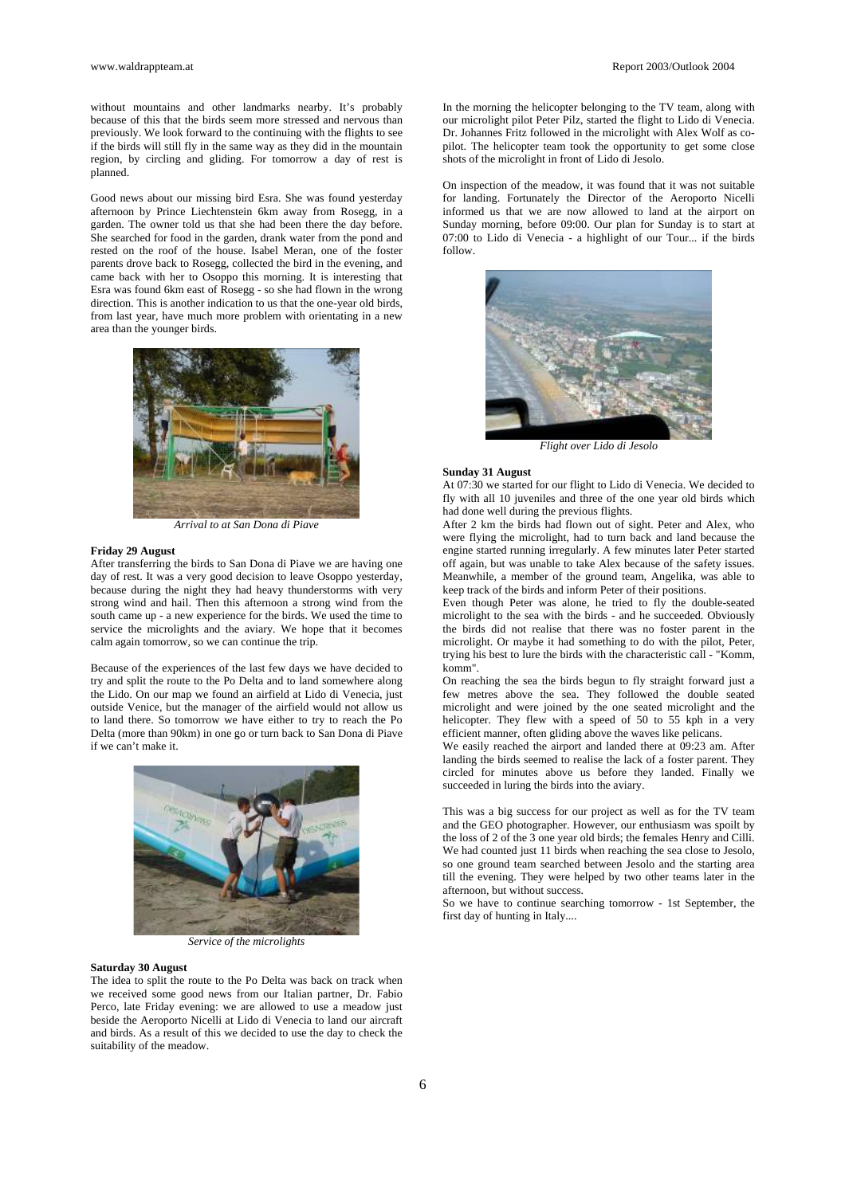without mountains and other landmarks nearby. It's probably because of this that the birds seem more stressed and nervous than previously. We look forward to the continuing with the flights to see if the birds will still fly in the same way as they did in the mountain region, by circling and gliding. For tomorrow a day of rest is planned.

Good news about our missing bird Esra. She was found yesterday afternoon by Prince Liechtenstein 6km away from Rosegg, in a garden. The owner told us that she had been there the day before. She searched for food in the garden, drank water from the pond and rested on the roof of the house. Isabel Meran, one of the foster parents drove back to Rosegg, collected the bird in the evening, and came back with her to Osoppo this morning. It is interesting that Esra was found 6km east of Rosegg - so she had flown in the wrong direction. This is another indication to us that the one-year old birds, from last year, have much more problem with orientating in a new area than the younger birds.

*Arrival to at San Dona di Piave*

**Friday 29 August**

After transferring the birds to San Dona di Piave we are having one day of rest. It was a very good decision to leave Osoppo yesterday, because during the night they had heavy thunderstorms with very strong wind and hail. Then this afternoon a strong wind from the south came up - a new experience for the birds. We used the time to service the microlights and the aviary. We hope that it becomes calm again tomorrow, so we can continue the trip.

Because of the experiences of the last few days we have decided to try and split the route to the Po Delta and to land somewhere along the Lido. On our map we found an airfield at Lido di Venecia, just outside Venice, but the manager of the airfield would not allow us to land there. So tomorrow we have either to try to reach the Po Delta (more than 90km) in one go or turn back to San Dona di Piave if we can't make it.

*Service of the microlights*

**Saturday 30 August**

The idea to split the route to the Po Delta was back on track when we received some good news from our Italian partner, Dr. Fabio Perco, late Friday evening: we are allowed to use a meadow just beside the Aeroporto Nicelli at Lido di Venecia to land our aircraft and birds. As a result of this we decided to use the day to check the suitability of the meadow.

In the morning the helicopter belonging to the TV team, along with our microlight pilot Peter Pilz, started the flight to Lido di Venecia. Dr. Johannes Fritz followed in the microlight with Alex Wolf as co-pilot. The helicopter team took the opportunity to get some close shots of the microlight in front of Lido di Jesolo.

On inspection of the meadow, it was found that it was not suitable for landing. Fortunately the Director of the Aeroporto Nicelli informed us that we are now allowed to land at the airport on Sunday morning, before 09:00. Our plan for Sunday is to start at 07:00 to Lido di Venecia - a highlight of our Tour... if the birds follow.

*Flight over Lido di Jesolo*

**Sunday 31 August**

At 07:30 we started for our flight to Lido di Venecia. We decided to fly with all 10 juveniles and three of the one year old birds which had done well during the previous flights.

After 2 km the birds had flown out of sight. Peter and Alex, who were flying the microlight, had to turn back and land because the engine started running irregularly. A few minutes later Peter started off again, but was unable to take Alex because of the safety issues. Meanwhile, a member of the ground team, Angelika, was able to keep track of the birds and inform Peter of their positions.

Even though Peter was alone, he tried to fly the double-seated microlight to the sea with the birds - and he succeeded. Obviously the birds did not realise that there was no foster parent in the microlight. Or maybe it had something to do with the pilot, Peter, trying his best to lure the birds with the characteristic call - "Komm, komm".

On reaching the sea the birds begun to fly straight forward just a few metres above the sea. They followed the double seated microlight and were joined by the one seated microlight and the helicopter. They flew with a speed of 50 to 55 kph in a very efficient manner, often gliding above the waves like pelicans.

We easily reached the airport and landed there at 09:23 am. After landing the birds seemed to realise the lack of a foster parent. They circled for minutes above us before they landed. Finally we succeeded in luring the birds into the aviary.

This was a big success for our project as well as for the TV team and the GEO photographer. However, our enthusiasm was spoilt by the loss of 2 of the 3 one year old birds; the females Henry and Cilli. We had counted just 11 birds when reaching the sea close to Jesolo, so one ground team searched between Jesolo and the starting area till the evening. They were helped by two other teams later in the afternoon, but without success.

So we have to continue searching tomorrow - 1st September, the first day of hunting in Italy....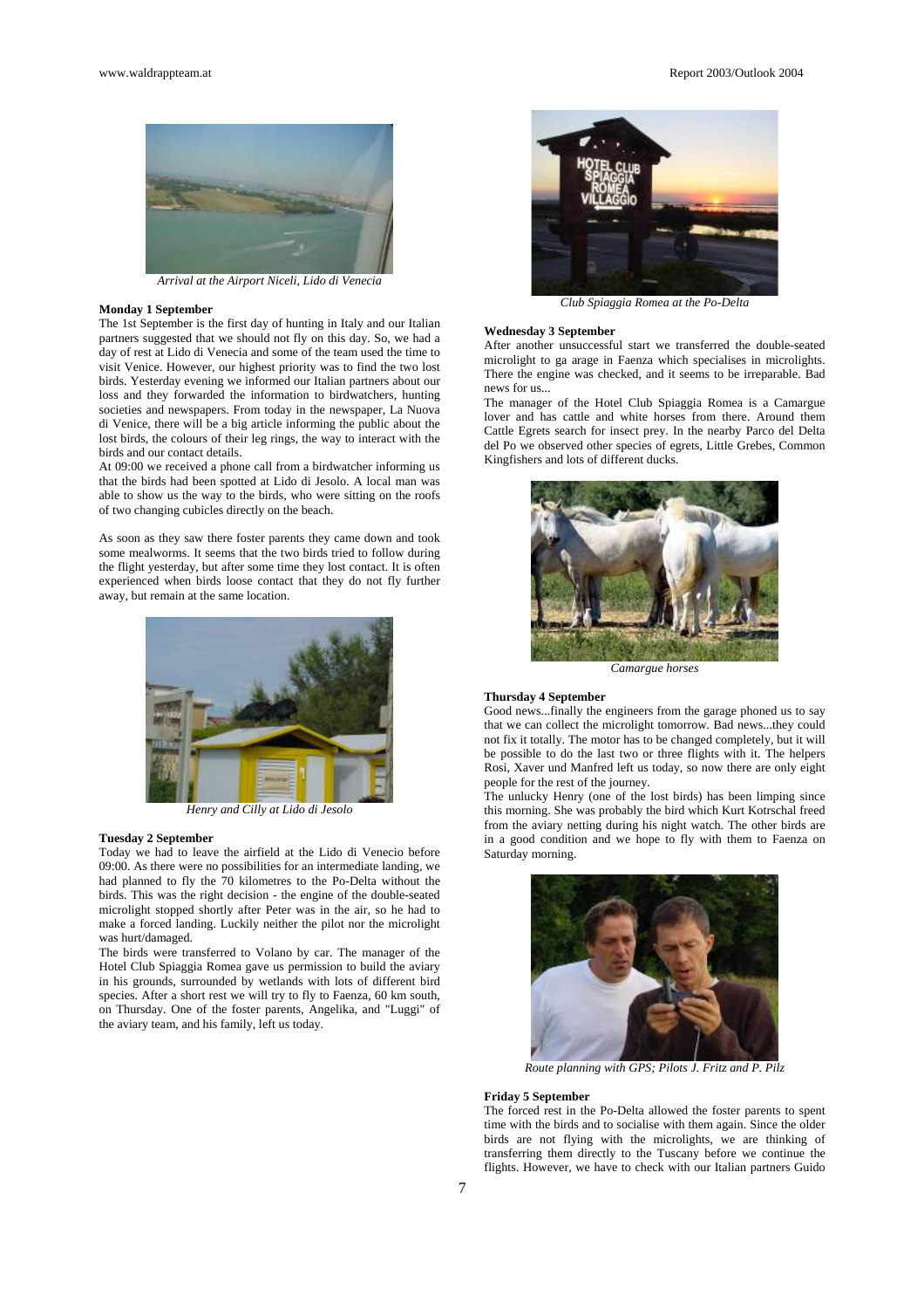*Arrival at the Airport Niceli, Lido di Venecia*

**Monday 1 September**

The 1st September is the first day of hunting in Italy and our Italian partners suggested that we should not fly on this day. So, we had a day of rest at Lido di Venecia and some of the team used the time to visit Venice. However, our highest priority was to find the two lost birds. Yesterday evening we informed our Italian partners about our loss and they forwarded the information to birdwatchers, hunting societies and newspapers. From today in the newspaper, La Nuova di Venice, there will be a big article informing the public about the lost birds, the colours of their leg rings, the way to interact with the birds and our contact details.

At 09:00 we received a phone call from a birdwatcher informing us that the birds had been spotted at Lido di Jesolo. A local man was able to show us the way to the birds, who were sitting on the roofs of two changing cubicles directly on the beach.

As soon as they saw there foster parents they came down and took some mealworms. It seems that the two birds tried to follow during the flight yesterday, but after some time they lost contact. It is often experienced when birds loose contact that they do not fly further away, but remain at the same location.

*Henry and Cilly at Lido di Jesolo*

**Tuesday 2 September**

Today we had to leave the airfield at the Lido di Venecio before 09:00. As there were no possibilities for an intermediate landing, we had planned to fly the 70 kilometres to the Po-Delta without the birds. This was the right decision - the engine of the double-seated microlight stopped shortly after Peter was in the air, so he had to make a forced landing. Luckily neither the pilot nor the microlight was hurt/damaged.

The birds were transferred to Volano by car. The manager of the Hotel Club Spiaggia Romea gave us permission to build the aviary in his grounds, surrounded by wetlands with lots of different bird species. After a short rest we will try to fly to Faenza, 60 km south, on Thursday. One of the foster parents, Angelika, and "Luggi" of the aviary team, and his family, left us today.

*Club Spiaggia Romea at the Po-Delta*

**Wednesday 3 September**

After another unsuccessful start we transferred the double-seated microlight to ga arage in Faenza which specialises in microlights. There the engine was checked, and it seems to be irreparable. Bad news for us...

The manager of the Hotel Club Spiaggia Romea is a Camargue lover and has cattle and white horses from there. Around them Cattle Egrets search for insect prey. In the nearby Parco del Delta del Po we observed other species of egrets, Little Grebes, Common Kingfishers and lots of different ducks.

*Camargue horses*

**Thursday 4 September**

Good news...finally the engineers from the garage phoned us to say that we can collect the microlight tomorrow. Bad news...they could not fix it totally. The motor has to be changed completely, but it will be possible to do the last two or three flights with it. The helpers Rosi, Xaver und Manfred left us today, so now there are only eight people for the rest of the journey.

The unlucky Henry (one of the lost birds) has been limping since this morning. She was probably the bird which Kurt Kotrschal freed from the aviary netting during his night watch. The other birds are in a good condition and we hope to fly with them to Faenza on Saturday morning.

*Route planning with GPS; Pilots J. Fritz and P. Pilz*

**Friday 5 September**

The forced rest in the Po-Delta allowed the foster parents to spent time with the birds and to socialise with them again. Since the older birds are not flying with the microlights, we are thinking of transferring them directly to the Tuscany before we continue the flights. However, we have to check with our Italian partners Guido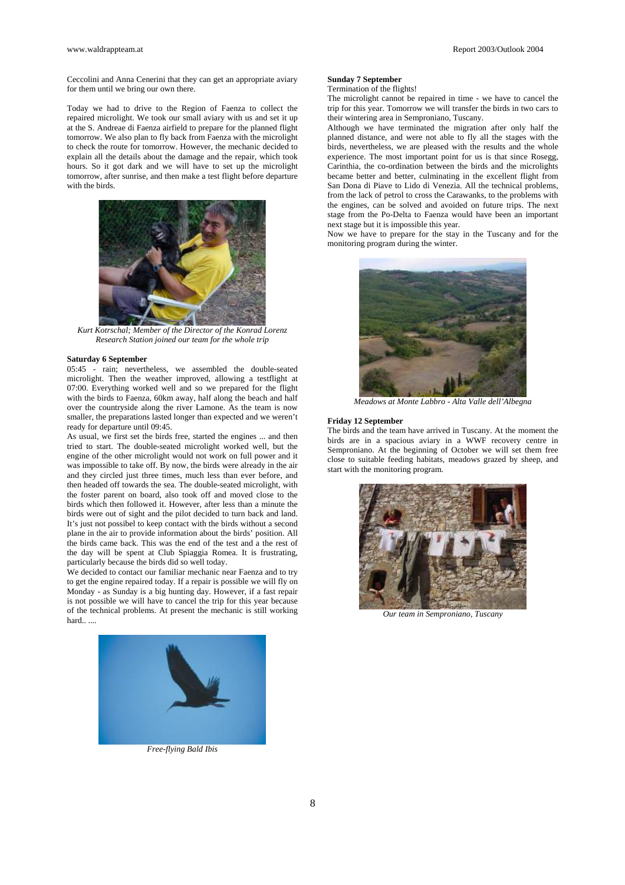Ceccolini and Anna Cenerini that they can get an appropriate aviary for them until we bring our own there.

Today we had to drive to the Region of Faenza to collect the repaired microlight. We took our small aviary with us and set it up at the S. Andreae di Faenza airfield to prepare for the planned flight tomorrow. We also plan to fly back from Faenza with the microlight to check the route for tomorrow. However, the mechanic decided to explain all the details about the damage and the repair, which took hours. So it got dark and we will have to set up the microlight tomorrow, after sunrise, and then make a test flight before departure with the birds.

*Kurt Kotrschal; Member of the Director of the Konrad Lorenz Research Station joined our team for the whole trip*

**Saturday 6 September**

05:45 - rain; nevertheless, we assembled the double-seated microlight. Then the weather improved, allowing a testflight at 07:00. Everything worked well and so we prepared for the flight with the birds to Faenza, 60km away, half along the beach and half over the countryside along the river Lamone. As the team is now smaller, the preparations lasted longer than expected and we weren't ready for departure until 09:45.

As usual, we first set the birds free, started the engines ... and then tried to start. The double-seated microlight worked well, but the engine of the other microlight would not work on full power and it was impossible to take off. By now, the birds were already in the air and they circled just three times, much less than ever before, and then headed off towards the sea. The double-seated microlight, with the foster parent on board, also took off and moved close to the birds which then followed it. However, after less than a minute the birds were out of sight and the pilot decided to turn back and land. It's just not possibel to keep contact with the birds without a second plane in the air to provide information about the birds' position. All the birds came back. This was the end of the test and a the rest of the day will be spent at Club Spiaggia Romea. It is frustrating, particularly because the birds did so well today.

We decided to contact our familiar mechanic near Faenza and to try to get the engine repaired today. If a repair is possible we will fly on Monday - as Sunday is a big hunting day. However, if a fast repair is not possible we will have to cancel the trip for this year because of the technical problems. At present the mechanic is still working hard.. ....

*Free-flying Bald Ibis*

**Sunday 7 September**

Termination of the flights!

The microlight cannot be repaired in time - we have to cancel the trip for this year. Tomorrow we will transfer the birds in two cars to their wintering area in Semproniano, Tuscany.

Although we have terminated the migration after only half the planned distance, and were not able to fly all the stages with the birds, nevertheless, we are pleased with the results and the whole experience. The most important point for us is that since Rosegg, Carinthia, the co-ordination between the birds and the microlights became better and better, culminating in the excellent flight from San Dona di Piave to Lido di Venezia. All the technical problems, from the lack of petrol to cross the Carawanks, to the problems with the engines, can be solved and avoided on future trips. The next stage from the Po-Delta to Faenza would have been an important next stage but it is impossible this year.

Now we have to prepare for the stay in the Tuscany and for the monitoring program during the winter.

*Meadows at Monte Labbro - Alta Valle dell'Albegna*

**Friday 12 September**

The birds and the team have arrived in Tuscany. At the moment the birds are in a spacious aviary in a WWF recovery centre in Semproniano. At the beginning of October we will set them free close to suitable feeding habitats, meadows grazed by sheep, and start with the monitoring program.

*Our team in Semproniano, Tuscany*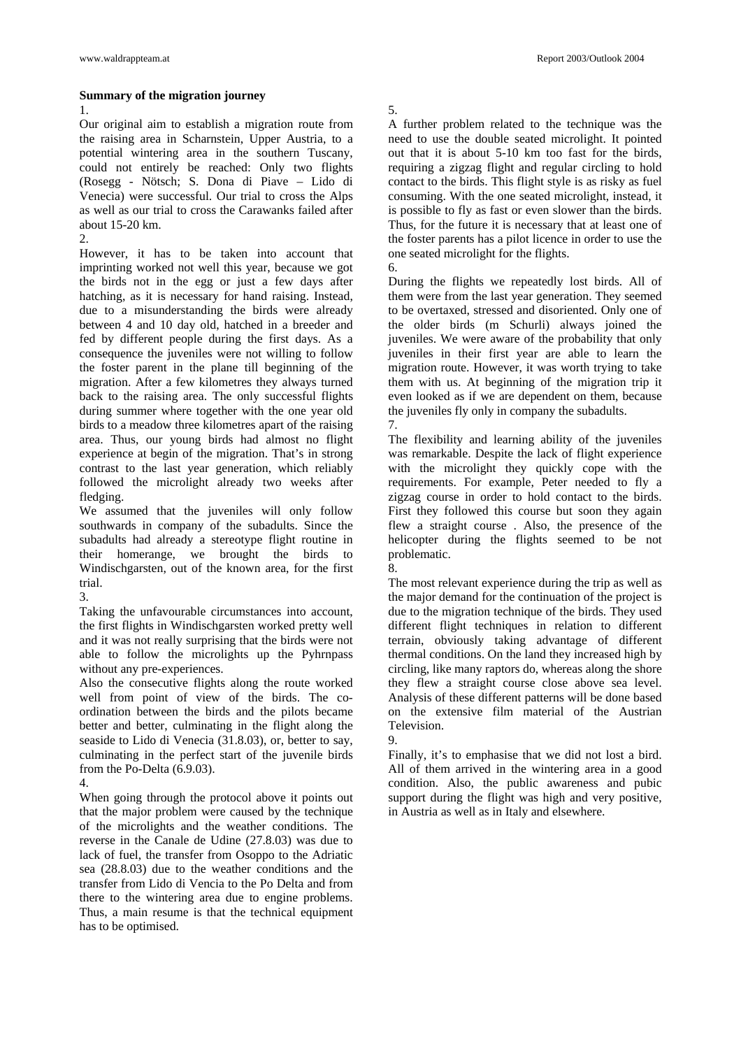**Summary of the migration journey**

1.

Our original aim to establish a migration route from the raising area in Scharnstein, Upper Austria, to a potential wintering area in the southern Tuscany, could not entirely be reached: Only two flights (Rosegg - Nötsch; S. Dona di Piave – Lido di Venecia) were successful. Our trial to cross the Alps as well as our trial to cross the Carawanks failed after about 15-20 km.

2.

However, it has to be taken into account that imprinting worked not well this year, because we got the birds not in the egg or just a few days after hatching, as it is necessary for hand raising. Instead, due to a misunderstanding the birds were already between 4 and 10 day old, hatched in a breeder and fed by different people during the first days. As a consequence the juveniles were not willing to follow the foster parent in the plane till beginning of the migration. After a few kilometres they always turned back to the raising area. The only successful flights during summer where together with the one year old birds to a meadow three kilometres apart of the raising area. Thus, our young birds had almost no flight experience at begin of the migration. That's in strong contrast to the last year generation, which reliably followed the microlight already two weeks after fledging.

We assumed that the juveniles will only follow southwards in company of the subadults. Since the subadults had already a stereotype flight routine in their homerange, we brought the birds to Windischgarsten, out of the known area, for the first trial.

3.

Taking the unfavourable circumstances into account, the first flights in Windischgarsten worked pretty well and it was not really surprising that the birds were not able to follow the microlights up the Pyhrnpass without any pre-experiences.

Also the consecutive flights along the route worked well from point of view of the birds. The co-ordination between the birds and the pilots became better and better, culminating in the flight along the seaside to Lido di Venecia (31.8.03), or, better to say, culminating in the perfect start of the juvenile birds from the Po-Delta (6.9.03).

4.

When going through the protocol above it points out that the major problem were caused by the technique of the microlights and the weather conditions. The reverse in the Canale de Udine (27.8.03) was due to lack of fuel, the transfer from Osoppo to the Adriatic sea (28.8.03) due to the weather conditions and the transfer from Lido di Vencia to the Po Delta and from there to the wintering area due to engine problems. Thus, a main resume is that the technical equipment has to be optimised.

5.

A further problem related to the technique was the need to use the double seated microlight. It pointed out that it is about 5-10 km too fast for the birds, requiring a zigzag flight and regular circling to hold contact to the birds. This flight style is as risky as fuel consuming. With the one seated microlight, instead, it is possible to fly as fast or even slower than the birds. Thus, for the future it is necessary that at least one of the foster parents has a pilot licence in order to use the one seated microlight for the flights.

6.

During the flights we repeatedly lost birds. All of them were from the last year generation. They seemed to be overtaxed, stressed and disoriented. Only one of the older birds (m Schurli) always joined the juveniles. We were aware of the probability that only juveniles in their first year are able to learn the migration route. However, it was worth trying to take them with us. At beginning of the migration trip it even looked as if we are dependent on them, because the juveniles fly only in company the subadults.

7.

The flexibility and learning ability of the juveniles was remarkable. Despite the lack of flight experience with the microlight they quickly cope with the requirements. For example, Peter needed to fly a zigzag course in order to hold contact to the birds. First they followed this course but soon they again flew a straight course . Also, the presence of the helicopter during the flights seemed to be not problematic.

8.

The most relevant experience during the trip as well as the major demand for the continuation of the project is due to the migration technique of the birds. They used different flight techniques in relation to different terrain, obviously taking advantage of different thermal conditions. On the land they increased high by circling, like many raptors do, whereas along the shore they flew a straight course close above sea level. Analysis of these different patterns will be done based on the extensive film material of the Austrian Television.

9.

Finally, it's to emphasise that we did not lost a bird. All of them arrived in the wintering area in a good condition. Also, the public awareness and pubic support during the flight was high and very positive, in Austria as well as in Italy and elsewhere.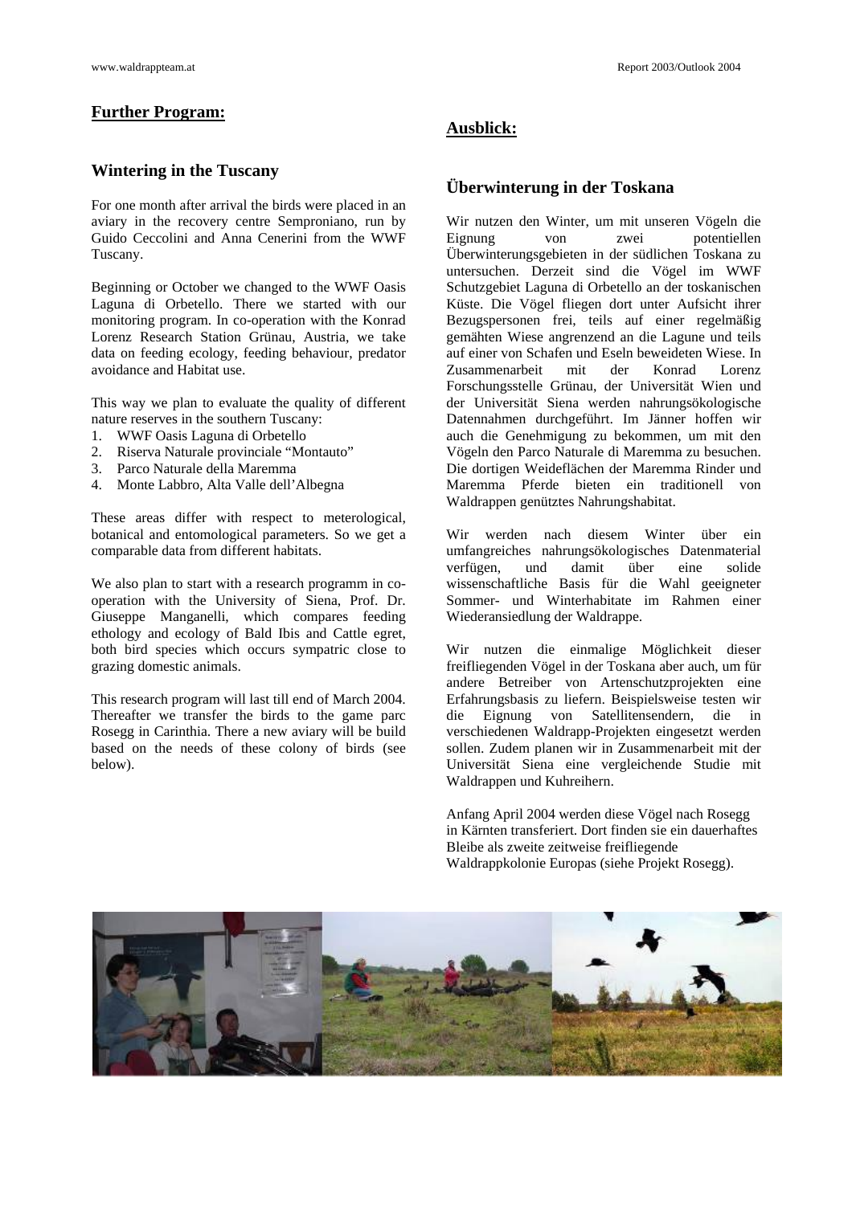## Further Program:

### Wintering in the Tuscany

For one month after arrival the birds were placed in an aviary in the recovery centre Semproniano, run by Guido Ceccolini and Anna Cenerini from the WWF Tuscany.

Beginning or October we changed to the WWF Oasis Laguna di Orbetello. There we started with our monitoring program. In co-operation with the Konrad Lorenz Research Station Grünau, Austria, we take data on feeding ecology, feeding behaviour, predator avoidance and Habitat use.

This way we plan to evaluate the quality of different nature reserves in the southern Tuscany:

1. WWF Oasis Laguna di Orbetello
2. Riserva Naturale provinciale "Montauto"
3. Parco Naturale della Maremma
4. Monte Labbro, Alta Valle dell'Albegna

These areas differ with respect to meterological, botanical and entomological parameters. So we get a comparable data from different habitats.

We also plan to start with a research programm in co-operation with the University of Siena, Prof. Dr. Giuseppe Manganelli, which compares feeding ethology and ecology of Bald Ibis and Cattle egret, both bird species which occurs sympatric close to grazing domestic animals.

This research program will last till end of March 2004. Thereafter we transfer the birds to the game parc Rosegg in Carinthia. There a new aviary will be build based on the needs of these colony of birds (see below).

## Ausblick:

### Überwinterung in der Toskana

Wir nutzen den Winter, um mit unseren Vögeln die Eignung von zwei potentiellen Überwinterungsgebieten in der südlichen Toskana zu untersuchen. Derzeit sind die Vögel im WWF Schutzgebiet Laguna di Orbetello an der toskanischen Küste. Die Vögel fliegen dort unter Aufsicht ihrer Bezugspersonen frei, teils auf einer regelmäßig gemähten Wiese angrenzend an die Lagune und teils auf einer von Schafen und Eseln beweideten Wiese. In Zusammenarbeit mit der Konrad Lorenz Forschungsstelle Grünau, der Universität Wien und der Universität Siena werden nahrungsökologische Datennahmen durchgeführt. Im Jänner hoffen wir auch die Genehmigung zu bekommen, um mit den Vögeln den Parco Naturale di Maremma zu besuchen. Die dortigen Weideflächen der Maremma Rinder und Maremma Pferde bieten ein traditionell von Waldrappen genütztes Nahrungshabitat.

Wir werden nach diesem Winter über ein umfangreiches nahrungsökologisches Datenmaterial verfügen, und damit über eine solide wissenschaftliche Basis für die Wahl geeigneter Sommer- und Winterhabitate im Rahmen einer Wiederansiedlung der Waldrappe.

Wir nutzen die einmalige Möglichkeit dieser freifliegenden Vögel in der Toskana aber auch, um für andere Betreiber von Artenschutzprojekten eine Erfahrungsbasis zu liefern. Beispielsweise testen wir die Eignung von Satellitensendern, die in verschiedenen Waldrapp-Projekten eingesetzt werden sollen. Zudem planen wir in Zusammenarbeit mit der Universität Siena eine vergleichende Studie mit Waldrappen und Kuhreihern.

Anfang April 2004 werden diese Vögel nach Rosegg in Kärnten transferiert. Dort finden sie ein dauerhaftes Bleibe als zweite zeitweise freifliegende Waldrappkolonie Europas (siehe Projekt Rosegg).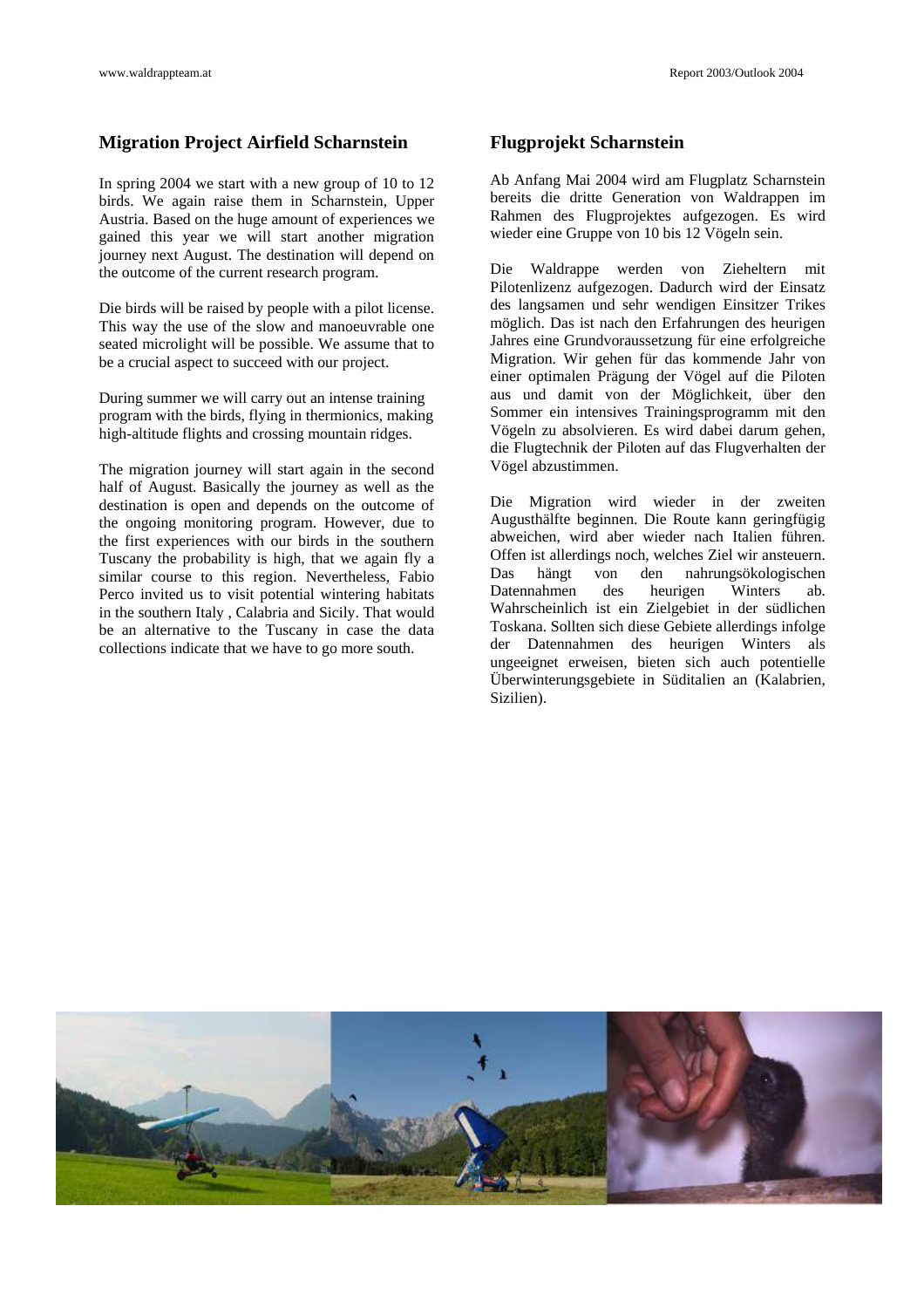## Migration Project Airfield Scharnstein

In spring 2004 we start with a new group of 10 to 12 birds. We again raise them in Scharnstein, Upper Austria. Based on the huge amount of experiences we gained this year we will start another migration journey next August. The destination will depend on the outcome of the current research program.

Die birds will be raised by people with a pilot license. This way the use of the slow and manoeuvrable one seated microlight will be possible. We assume that to be a crucial aspect to succeed with our project.

During summer we will carry out an intense training program with the birds, flying in thermionics, making high-altitude flights and crossing mountain ridges.

The migration journey will start again in the second half of August. Basically the journey as well as the destination is open and depends on the outcome of the ongoing monitoring program. However, due to the first experiences with our birds in the southern Tuscany the probability is high, that we again fly a similar course to this region. Nevertheless, Fabio Perco invited us to visit potential wintering habitats in the southern Italy , Calabria and Sicily. That would be an alternative to the Tuscany in case the data collections indicate that we have to go more south.

## Flugprojekt Scharnstein

Ab Anfang Mai 2004 wird am Flugplatz Scharnstein bereits die dritte Generation von Waldrappen im Rahmen des Flugprojektes aufgezogen. Es wird wieder eine Gruppe von 10 bis 12 Vögeln sein.

Die Waldrappe werden von Zieheltern mit Pilotenlizenz aufgezogen. Dadurch wird der Einsatz des langsamen und sehr wendigen Einsitzer Trikes möglich. Das ist nach den Erfahrungen des heurigen Jahres eine Grundvoraussetzung für eine erfolgreiche Migration. Wir gehen für das kommende Jahr von einer optimalen Prägung der Vögel auf die Piloten aus und damit von der Möglichkeit, über den Sommer ein intensives Trainingsprogramm mit den Vögeln zu absolvieren. Es wird dabei darum gehen, die Flugtechnik der Piloten auf das Flugverhalten der Vögel abzustimmen.

Die Migration wird wieder in der zweiten Augusthälfte beginnen. Die Route kann geringfügig abweichen, wird aber wieder nach Italien führen. Offen ist allerdings noch, welches Ziel wir ansteuern. Das hängt von den nahrungsökologischen Datennahmen des heurigen Winters ab. Wahrscheinlich ist ein Zielgebiet in der südlichen Toskana. Sollten sich diese Gebiete allerdings infolge der Datennahmen des heurigen Winters als ungeeignet erweisen, bieten sich auch potentielle Überwinterungsgebiete in Süditalien an (Kalabrien, Sizilien).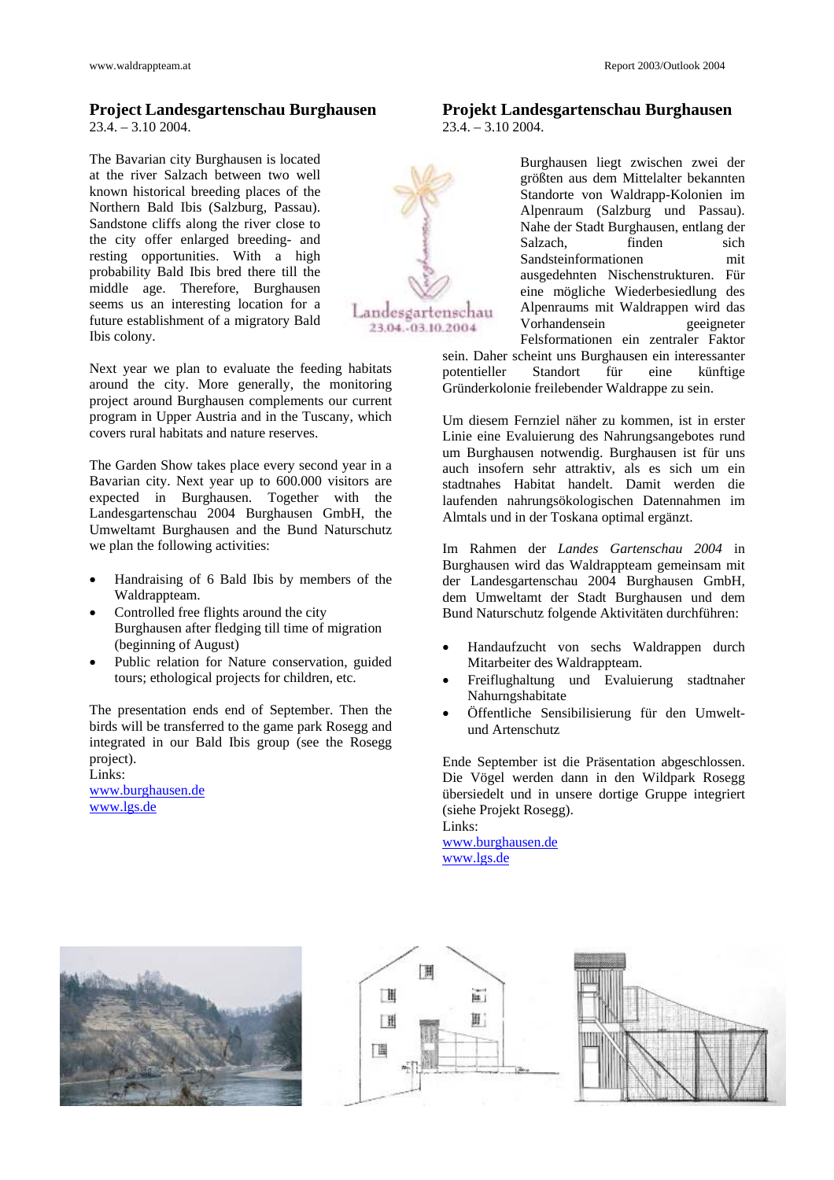## Project Landesgartenschau Burghausen

23.4. – 3.10 2004.

The Bavarian city Burghausen is located at the river Salzach between two well known historical breeding places of the Northern Bald Ibis (Salzburg, Passau). Sandstone cliffs along the river close to the city offer enlarged breeding- and resting opportunities. With a high probability Bald Ibis bred there till the middle age. Therefore, Burghausen seems us an interesting location for a future establishment of a migratory Bald Ibis colony.

Next year we plan to evaluate the feeding habitats around the city. More generally, the monitoring project around Burghausen complements our current program in Upper Austria and in the Tuscany, which covers rural habitats and nature reserves.

The Garden Show takes place every second year in a Bavarian city. Next year up to 600.000 visitors are expected in Burghausen. Together with the Landesgartenschau 2004 Burghausen GmbH, the Umweltamt Burghausen and the Bund Naturschutz we plan the following activities:

- Handraising of 6 Bald Ibis by members of the Waldrappteam.
- Controlled free flights around the city Burghausen after fledging till time of migration (beginning of August)
- Public relation for Nature conservation, guided tours; ethological projects for children, etc.

The presentation ends end of September. Then the birds will be transferred to the game park Rosegg and integrated in our Bald Ibis group (see the Rosegg project).

Links:
www.burghausen.de
www.lgs.de

## Projekt Landesgartenschau Burghausen

23.4. – 3.10 2004.

Landesgartenschau
23.04.-03.10.2004

Burghausen liegt zwischen zwei der größten aus dem Mittelalter bekannten Standorte von Waldrapp-Kolonien im Alpenraum (Salzburg und Passau). Nahe der Stadt Burghausen, entlang der Salzach, finden sich Sandsteinformationen mit ausgedehnten Nischenstrukturen. Für eine mögliche Wiederbesiedlung des Alpenraums mit Waldrappen wird das Vorhandensein geeigneter Felsformationen ein zentraler Faktor sein. Daher scheint uns Burghausen ein interessanter potentieller Standort für eine künftige Gründerkolonie freilebender Waldrappe zu sein.

Um diesem Fernziel näher zu kommen, ist in erster Linie eine Evaluierung des Nahrungsangebotes rund um Burghausen notwendig. Burghausen ist für uns auch insofern sehr attraktiv, als es sich um ein stadtnahes Habitat handelt. Damit werden die laufenden nahrungsökologischen Datennahmen im Almtals und in der Toskana optimal ergänzt.

Im Rahmen der *Landes Gartenschau 2004* in Burghausen wird das Waldrappteam gemeinsam mit der Landesgartenschau 2004 Burghausen GmbH, dem Umweltamt der Stadt Burghausen und dem Bund Naturschutz folgende Aktivitäten durchführen:

- Handaufzucht von sechs Waldrappen durch Mitarbeiter des Waldrappteam.
- Freiflughaltung und Evaluierung stadtnaher Nahrungshabitate
- Öffentliche Sensibilisierung für den Umwelt- und Artenschutz

Ende September ist die Präsentation abgeschlossen. Die Vögel werden dann in den Wildpark Rosegg übersiedelt und in unsere dortige Gruppe integriert (siehe Projekt Rosegg).

Links:
www.burghausen.de
www.lgs.de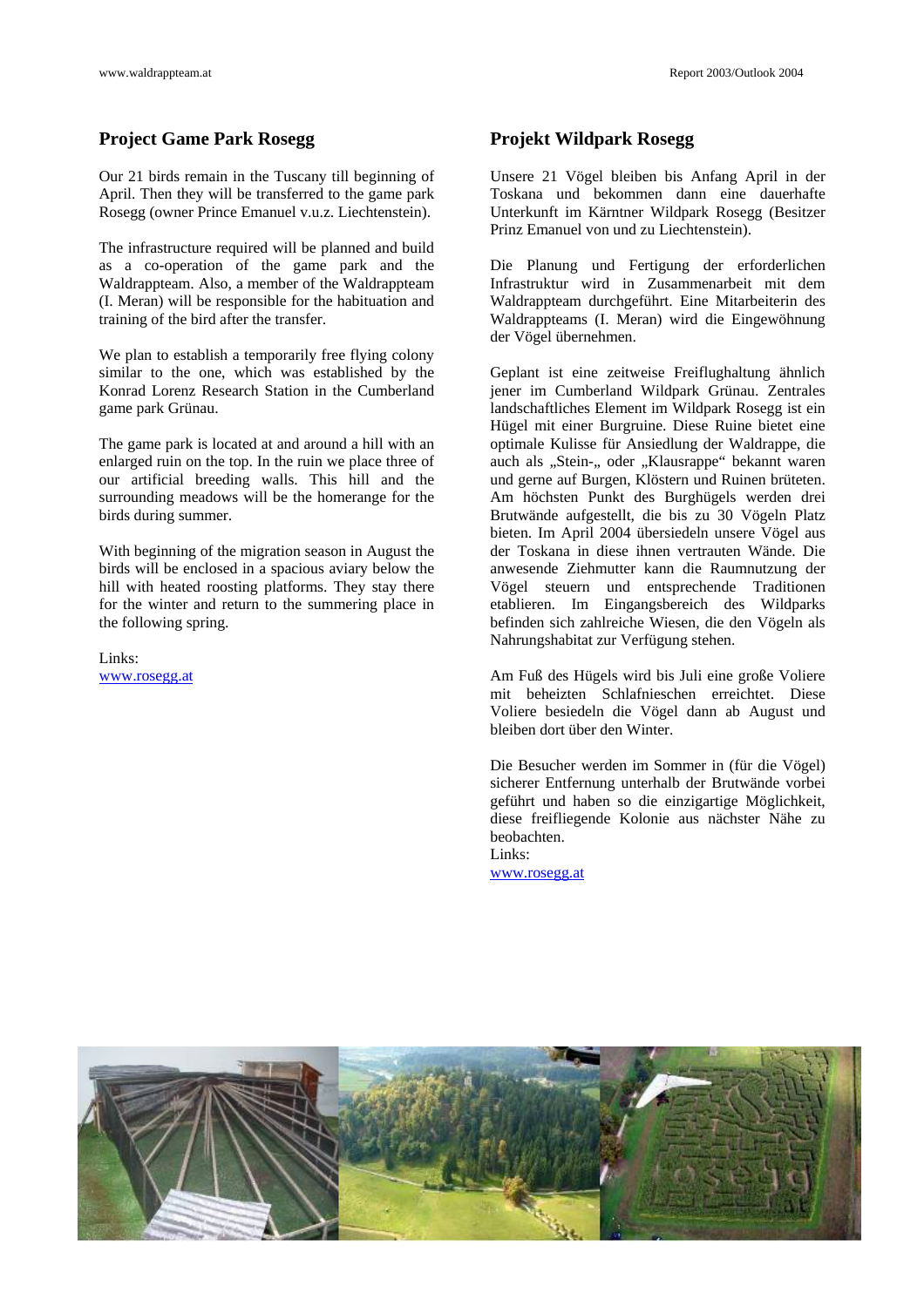## Project Game Park Rosegg

Our 21 birds remain in the Tuscany till beginning of April. Then they will be transferred to the game park Rosegg (owner Prince Emanuel v.u.z. Liechtenstein).

The infrastructure required will be planned and build as a co-operation of the game park and the Waldrappteam. Also, a member of the Waldrappteam (I. Meran) will be responsible for the habituation and training of the bird after the transfer.

We plan to establish a temporarily free flying colony similar to the one, which was established by the Konrad Lorenz Research Station in the Cumberland game park Grünau.

The game park is located at and around a hill with an enlarged ruin on the top. In the ruin we place three of our artificial breeding walls. This hill and the surrounding meadows will be the homerange for the birds during summer.

With beginning of the migration season in August the birds will be enclosed in a spacious aviary below the hill with heated roosting platforms. They stay there for the winter and return to the summering place in the following spring.

Links:
www.rosegg.at

## Projekt Wildpark Rosegg

Unsere 21 Vögel bleiben bis Anfang April in der Toskana und bekommen dann eine dauerhafte Unterkunft im Kärntner Wildpark Rosegg (Besitzer Prinz Emanuel von und zu Liechtenstein).

Die Planung und Fertigung der erforderlichen Infrastruktur wird in Zusammenarbeit mit dem Waldrappteam durchgeführt. Eine Mitarbeiterin des Waldrappteams (I. Meran) wird die Eingewöhnung der Vögel übernehmen.

Geplant ist eine zeitweise Freiflughaltung ähnlich jener im Cumberland Wildpark Grünau. Zentrales landschaftliches Element im Wildpark Rosegg ist ein Hügel mit einer Burgruine. Diese Ruine bietet eine optimale Kulisse für Ansiedlung der Waldrappe, die auch als „Stein-„ oder „Klausrappe" bekannt waren und gerne auf Burgen, Klöstern und Ruinen brüteten. Am höchsten Punkt des Burghügels werden drei Brutwände aufgestellt, die bis zu 30 Vögeln Platz bieten. Im April 2004 übersiedeln unsere Vögel aus der Toskana in diese ihnen vertrauten Wände. Die anwesende Ziehmutter kann die Raumnutzung der Vögel steuern und entsprechende Traditionen etablieren. Im Eingangsbereich des Wildparks befinden sich zahlreiche Wiesen, die den Vögeln als Nahrungshabitat zur Verfügung stehen.

Am Fuß des Hügels wird bis Juli eine große Voliere mit beheizten Schlafnieschen erreichtet. Diese Voliere besiedeln die Vögel dann ab August und bleiben dort über den Winter.

Die Besucher werden im Sommer in (für die Vögel) sicherer Entfernung unterhalb der Brutwände vorbei geführt und haben so die einzigartige Möglichkeit, diese freifliegende Kolonie aus nächster Nähe zu beobachten.

Links:
www.rosegg.at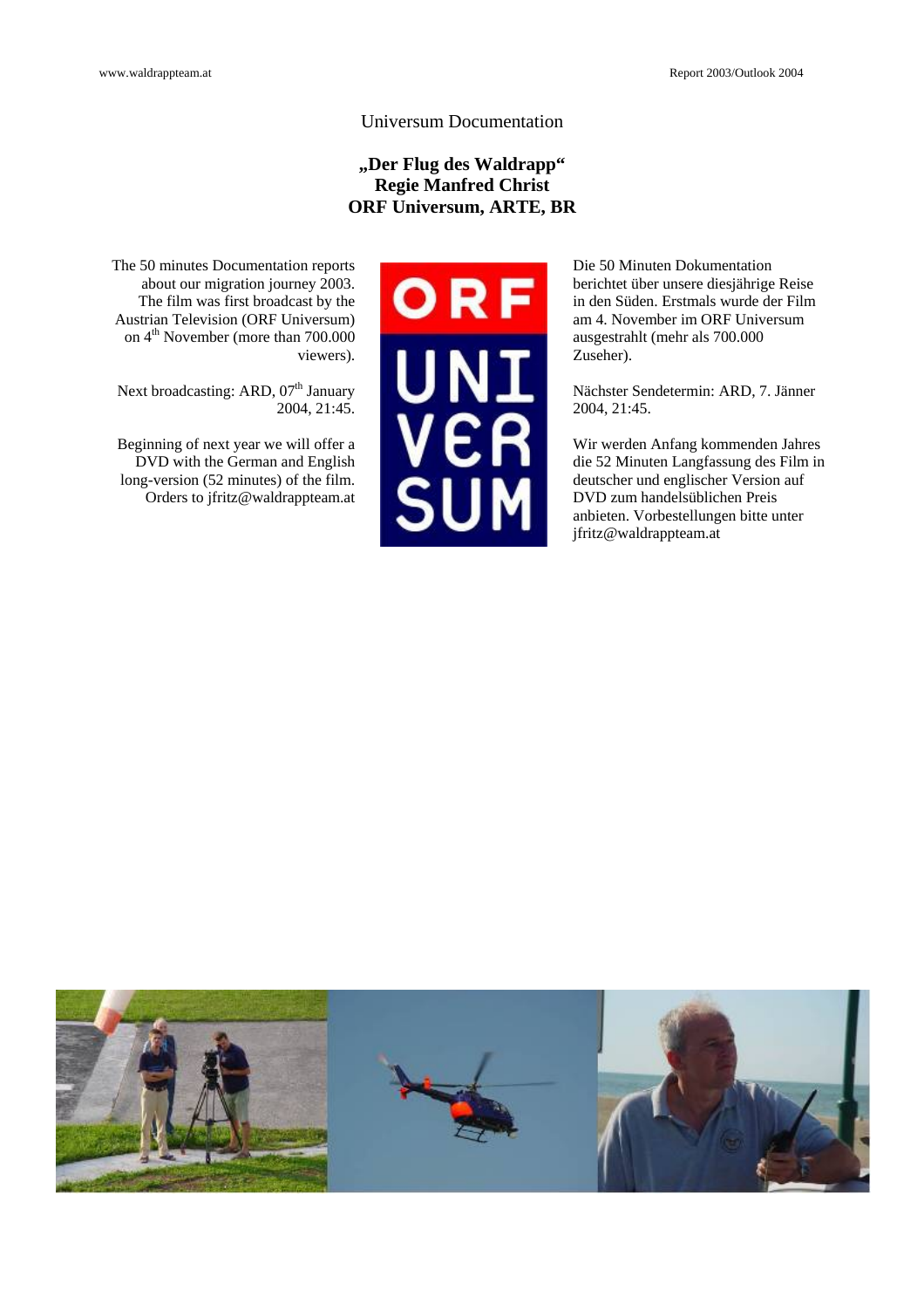Universum Documentation

**„Der Flug des Waldrapp“**
**Regie Manfred Christ**
**ORF Universum, ARTE, BR**

The 50 minutes Documentation reports about our migration journey 2003. The film was first broadcast by the Austrian Television (ORF Universum) on 4th November (more than 700.000 viewers).

Next broadcasting: ARD, 07th January 2004, 21:45.

Beginning of next year we will offer a DVD with the German and English long-version (52 minutes) of the film. Orders to jfritz@waldrappteam.at

Die 50 Minuten Dokumentation berichtet über unsere diesjährige Reise in den Süden. Erstmals wurde der Film am 4. November im ORF Universum ausgestrahlt (mehr als 700.000 Zuseher).

Nächster Sendetermin: ARD, 7. Jänner 2004, 21:45.

Wir werden Anfang kommenden Jahres die 52 Minuten Langfassung des Film in deutscher und englischer Version auf DVD zum handelsüblichen Preis anbieten. Vorbestellungen bitte unter jfritz@waldrappteam.at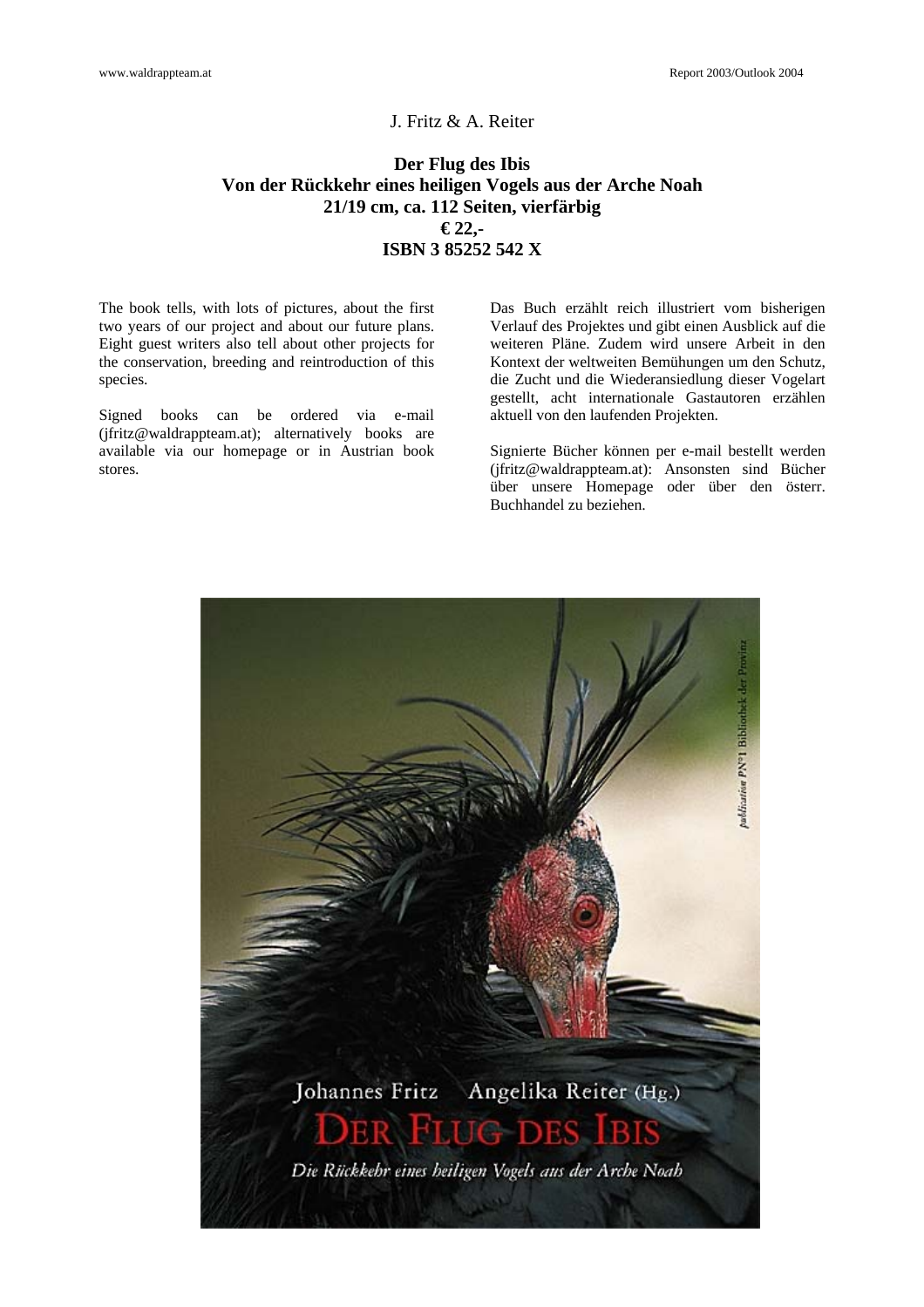J. Fritz & A. Reiter

**Der Flug des Ibis**
**Von der Rückkehr eines heiligen Vogels aus der Arche Noah**
**21/19 cm, ca. 112 Seiten, vierfärbig**
**€ 22,-**
**ISBN 3 85252 542 X**

The book tells, with lots of pictures, about the first two years of our project and about our future plans. Eight guest writers also tell about other projects for the conservation, breeding and reintroduction of this species.

Signed books can be ordered via e-mail (jfritz@waldrappteam.at); alternatively books are available via our homepage or in Austrian book stores.

Das Buch erzählt reich illustriert vom bisherigen Verlauf des Projektes und gibt einen Ausblick auf die weiteren Pläne. Zudem wird unsere Arbeit in den Kontext der weltweiten Bemühungen um den Schutz, die Zucht und die Wiederansiedlung dieser Vogelart gestellt, acht internationale Gastautoren erzählen aktuell von den laufenden Projekten.

Signierte Bücher können per e-mail bestellt werden (jfritz@waldrappteam.at): Ansonsten sind Bücher über unsere Homepage oder über den österr. Buchhandel zu beziehen.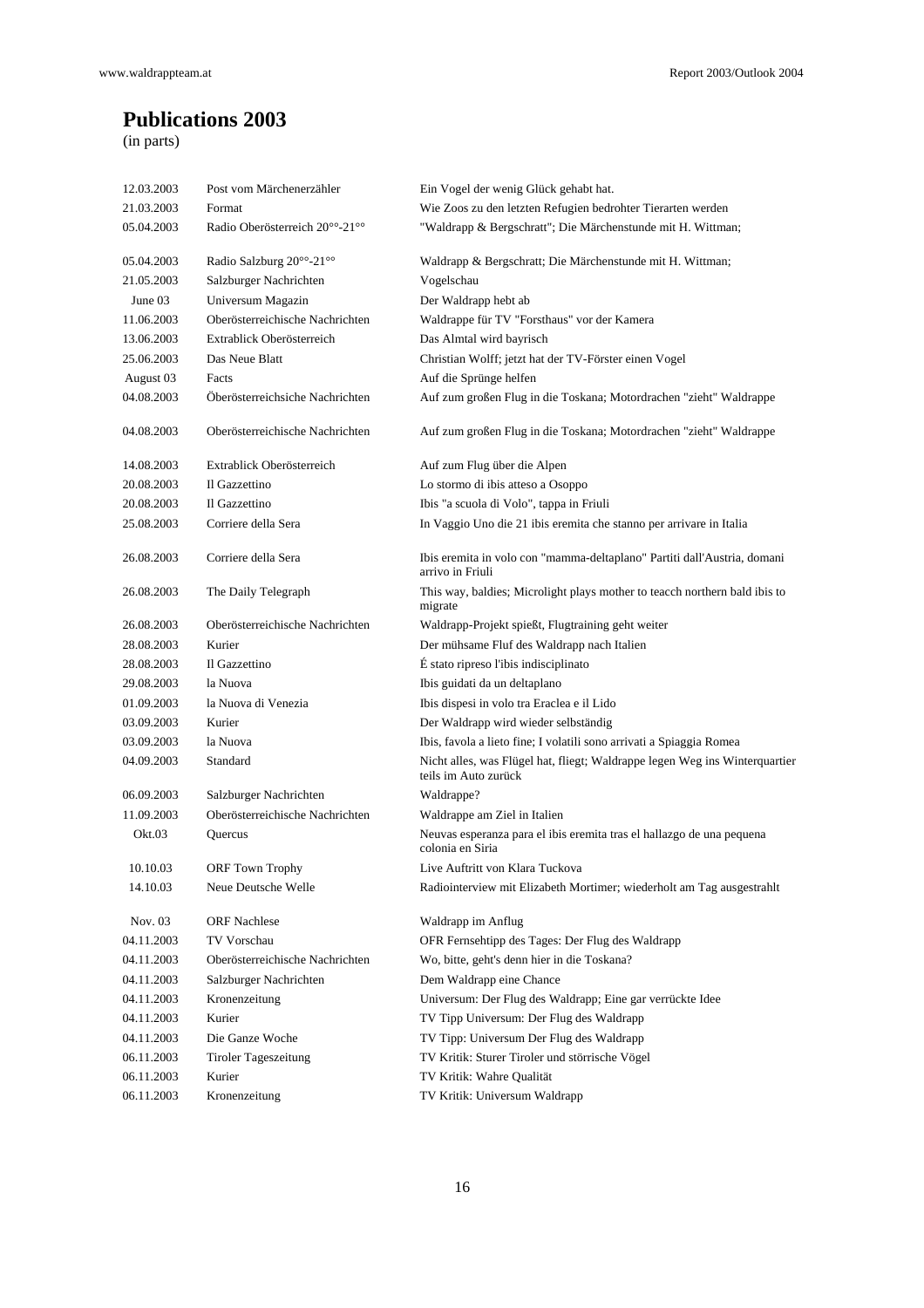# Publications 2003

(in parts)

| | | |
|---|---|---|
| 12.03.2003 | Post vom Märchenerzähler | Ein Vogel der wenig Glück gehabt hat. |
| 21.03.2003 | Format | Wie Zoos zu den letzten Refugien bedrohter Tierarten werden |
| 05.04.2003 | Radio Oberösterreich 20°°-21°° | "Waldrapp & Bergschratt"; Die Märchenstunde mit H. Wittman; |
| 05.04.2003 | Radio Salzburg 20°°-21°° | Waldrapp & Bergschratt; Die Märchenstunde mit H. Wittman; |
| 21.05.2003 | Salzburger Nachrichten | Vogelschau |
| June 03 | Universum Magazin | Der Waldrapp hebt ab |
| 11.06.2003 | Oberösterreichische Nachrichten | Waldrappe für TV "Forsthaus" vor der Kamera |
| 13.06.2003 | Extrablick Oberösterreich | Das Almtal wird bayrisch |
| 25.06.2003 | Das Neue Blatt | Christian Wolff; jetzt hat der TV-Förster einen Vogel |
| August 03 | Facts | Auf die Sprünge helfen |
| 04.08.2003 | Öberösterreichsiche Nachrichten | Auf zum großen Flug in die Toskana; Motordrachen "zieht" Waldrappe |
| 04.08.2003 | Oberösterreichische Nachrichten | Auf zum großen Flug in die Toskana; Motordrachen "zieht" Waldrappe |
| 14.08.2003 | Extrablick Oberösterreich | Auf zum Flug über die Alpen |
| 20.08.2003 | Il Gazzettino | Lo stormo di ibis atteso a Osoppo |
| 20.08.2003 | Il Gazzettino | Ibis "a scuola di Volo", tappa in Friuli |
| 25.08.2003 | Corriere della Sera | In Vaggio Uno die 21 ibis eremita che stanno per arrivare in Italia |
| 26.08.2003 | Corriere della Sera | Ibis eremita in volo con "mamma-deltaplano" Partiti dall'Austria, domani arrivo in Friuli |
| 26.08.2003 | The Daily Telegraph | This way, baldies; Microlight plays mother to teacch northern bald ibis to migrate |
| 26.08.2003 | Oberösterreichische Nachrichten | Waldrapp-Projekt spießt, Flugtraining geht weiter |
| 28.08.2003 | Kurier | Der mühsame Fluf des Waldrapp nach Italien |
| 28.08.2003 | Il Gazzettino | É stato ripreso l'ibis indisciplinato |
| 29.08.2003 | la Nuova | Ibis guidati da un deltaplano |
| 01.09.2003 | la Nuova di Venezia | Ibis dispesi in volo tra Eraclea e il Lido |
| 03.09.2003 | Kurier | Der Waldrapp wird wieder selbständig |
| 03.09.2003 | la Nuova | Ibis, favola a lieto fine; I volatili sono arrivati a Spiaggia Romea |
| 04.09.2003 | Standard | Nicht alles, was Flügel hat, fliegt; Waldrappe legen Weg ins Winterquartier teils im Auto zurück |
| 06.09.2003 | Salzburger Nachrichten | Waldrappe? |
| 11.09.2003 | Oberösterreichische Nachrichten | Waldrappe am Ziel in Italien |
| Okt.03 | Quercus | Neuvas esperanza para el ibis eremita tras el hallazgo de una pequena colonia en Siria |
| 10.10.03 | ORF Town Trophy | Live Auftritt von Klara Tuckova |
| 14.10.03 | Neue Deutsche Welle | Radiointerview mit Elizabeth Mortimer; wiederholt am Tag ausgestrahlt |
| Nov. 03 | ORF Nachlese | Waldrapp im Anflug |
| 04.11.2003 | TV Vorschau | OFR Fernsehtipp des Tages: Der Flug des Waldrapp |
| 04.11.2003 | Oberösterreichische Nachrichten | Wo, bitte, geht's denn hier in die Toskana? |
| 04.11.2003 | Salzburger Nachrichten | Dem Waldrapp eine Chance |
| 04.11.2003 | Kronenzeitung | Universum: Der Flug des Waldrapp; Eine gar verrückte Idee |
| 04.11.2003 | Kurier | TV Tipp Universum: Der Flug des Waldrapp |
| 04.11.2003 | Die Ganze Woche | TV Tipp: Universum Der Flug des Waldrapp |
| 06.11.2003 | Tiroler Tageszeitung | TV Kritik: Sturer Tiroler und störrische Vögel |
| 06.11.2003 | Kurier | TV Kritik: Wahre Qualität |
| 06.11.2003 | Kronenzeitung | TV Kritik: Universum Waldrapp |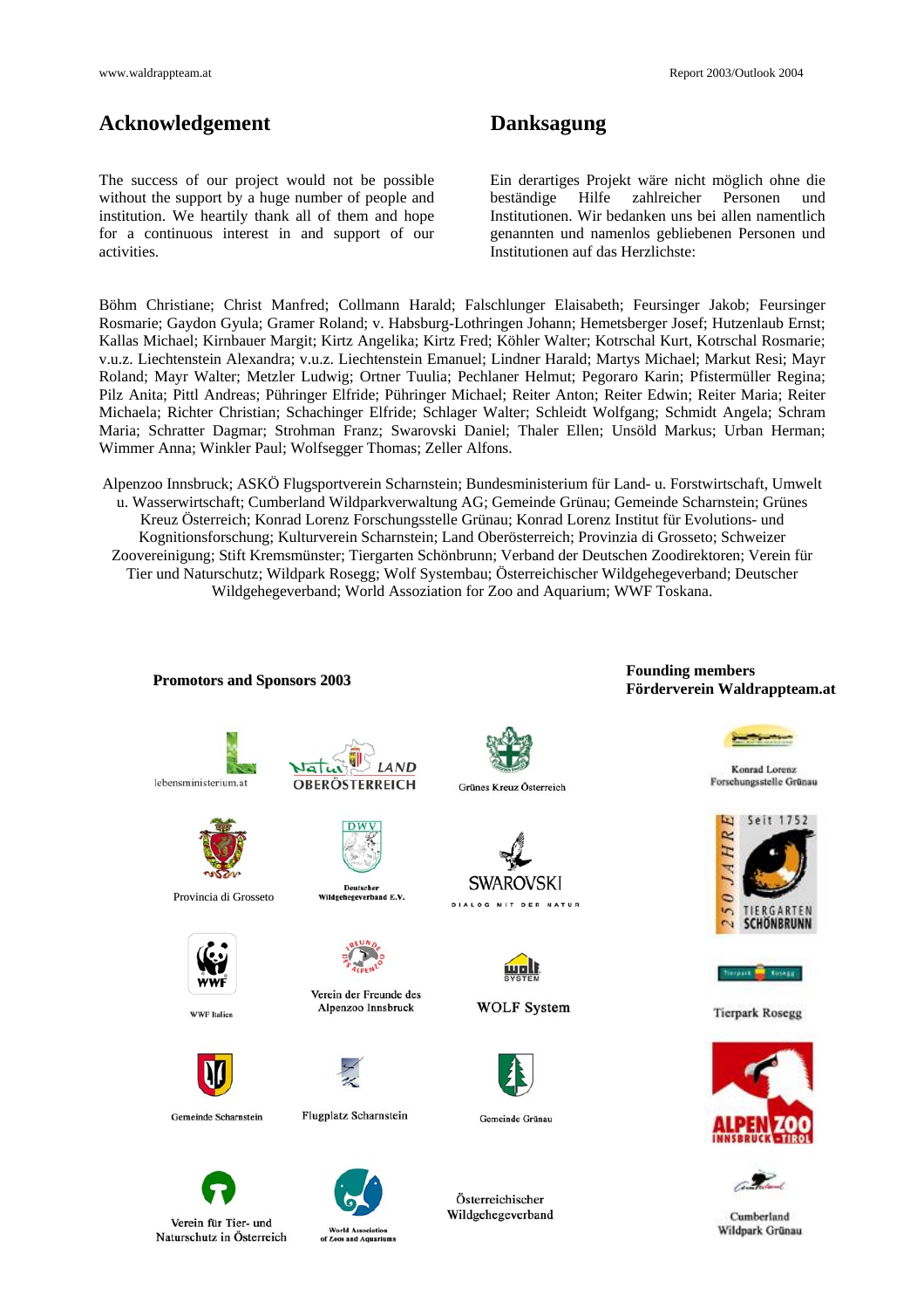## Acknowledgement

The success of our project would not be possible without the support by a huge number of people and institution. We heartily thank all of them and hope for a continuous interest in and support of our activities.

## Danksagung

Ein derartiges Projekt wäre nicht möglich ohne die beständige Hilfe zahlreicher Personen und Institutionen. Wir bedanken uns bei allen namentlich genannten und namenlos gebliebenen Personen und Institutionen auf das Herzlichste:

Böhm Christiane; Christ Manfred; Collmann Harald; Falschlunger Elaisabeth; Feursinger Jakob; Feursinger Rosmarie; Gaydon Gyula; Gramer Roland; v. Habsburg-Lothringen Johann; Hemetsberger Josef; Hutzenlaub Ernst; Kallas Michael; Kirnbauer Margit; Kirtz Angelika; Kirtz Fred; Köhler Walter; Kotrschal Kurt, Kotrschal Rosmarie; v.u.z. Liechtenstein Alexandra; v.u.z. Liechtenstein Emanuel; Lindner Harald; Martys Michael; Markut Resi; Mayr Roland; Mayr Walter; Metzler Ludwig; Ortner Tuulia; Pechlaner Helmut; Pegoraro Karin; Pfistermüller Regina; Pilz Anita; Pittl Andreas; Pühringer Elfride; Pühringer Michael; Reiter Anton; Reiter Edwin; Reiter Maria; Reiter Michaela; Richter Christian; Schachinger Elfride; Schlager Walter; Schleidt Wolfgang; Schmidt Angela; Schram Maria; Schratter Dagmar; Strohman Franz; Swarovski Daniel; Thaler Ellen; Unsöld Markus; Urban Herman; Wimmer Anna; Winkler Paul; Wolfsegger Thomas; Zeller Alfons.

Alpenzoo Innsbruck; ASKÖ Flugsportverein Scharnstein; Bundesministerium für Land- u. Forstwirtschaft, Umwelt u. Wasserwirtschaft; Cumberland Wildparkverwaltung AG; Gemeinde Grünau; Gemeinde Scharnstein; Grünes Kreuz Österreich; Konrad Lorenz Forschungsstelle Grünau; Konrad Lorenz Institut für Evolutions- und Kognitionsforschung; Kulturverein Scharnstein; Land Oberösterreich; Provinzia di Grosseto; Schweizer Zoovereinigung; Stift Kremsmünster; Tiergarten Schönbrunn; Verband der Deutschen Zoodirektoren; Verein für Tier und Naturschutz; Wildpark Rosegg; Wolf Systembau; Österreichischer Wildgehegeverband; Deutscher Wildgehegeverband; World Assoziation for Zoo and Aquarium; WWF Toskana.

**Promotors and Sponsors 2003**

lebensministerium.at

Natur LAND OBERÖSTERREICH

Grünes Kreuz Österreich

Provincia di Grosseto

Deutscher Wildgehegeverband E.V.

SWAROVSKI DIALOG MIT DER NATUR

WWF Italien

Verein der Freunde des Alpenzoo Innsbruck

WOLF System

Gemeinde Scharnstein

Flugplatz Scharnstein

Gemeinde Grünau

Verein für Tier- und Naturschutz in Österreich

World Association of Zoos and Aquariums

Österreichischer Wildgehegeverband

**Founding members Förderverein Waldrappteam.at**

Konrad Lorenz Forschungsstelle Grünau

Seit 1752 250 JAHRE TIERGARTEN SCHÖNBRUNN

Tierpark Rosegg

ALPENZOO INNSBRUCK TIROL

Cumberland Wildpark Grünau